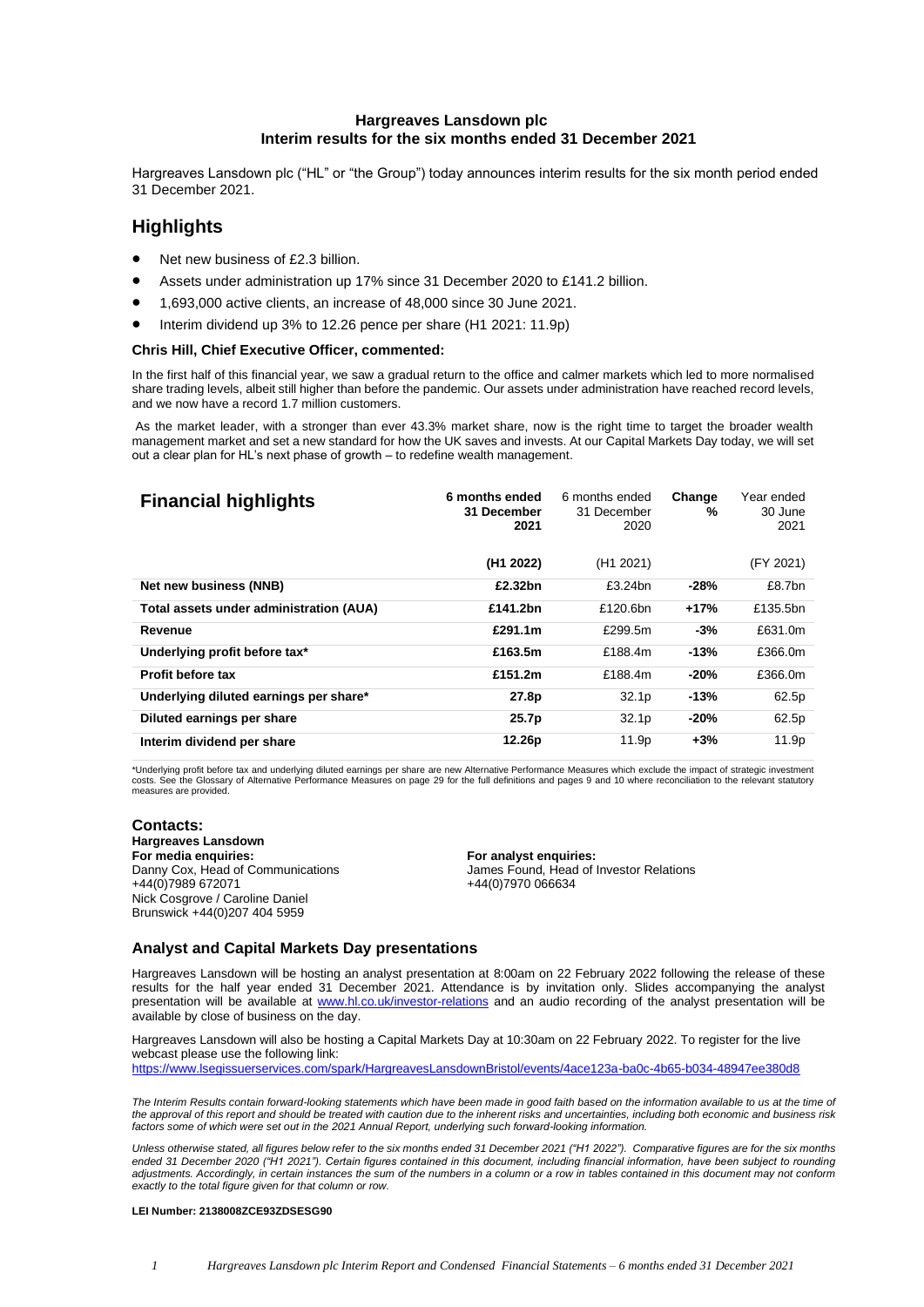# Hargreaves Lansdown plc
## Interim results for the six months ended 31 December 2021

Hargreaves Lansdown plc ("HL" or "the Group") today announces interim results for the six month period ended 31 December 2021.

## Highlights

- Net new business of £2.3 billion.
- Assets under administration up 17% since 31 December 2020 to £141.2 billion.
- 1,693,000 active clients, an increase of 48,000 since 30 June 2021.
- Interim dividend up 3% to 12.26 pence per share (H1 2021: 11.9p)

### Chris Hill, Chief Executive Officer, commented:

In the first half of this financial year, we saw a gradual return to the office and calmer markets which led to more normalised share trading levels, albeit still higher than before the pandemic. Our assets under administration have reached record levels, and we now have a record 1.7 million customers.

As the market leader, with a stronger than ever 43.3% market share, now is the right time to target the broader wealth management market and set a new standard for how the UK saves and invests. At our Capital Markets Day today, we will set out a clear plan for HL's next phase of growth – to redefine wealth management.

| Financial highlights | 6 months ended 31 December 2021 | 6 months ended 31 December 2020 | Change % | Year ended 30 June 2021 |
|---|---|---|---|---|
| | (H1 2022) | (H1 2021) | | (FY 2021) |
| Net new business (NNB) | £2.32bn | £3.24bn | -28% | £8.7bn |
| Total assets under administration (AUA) | £141.2bn | £120.6bn | +17% | £135.5bn |
| Revenue | £291.1m | £299.5m | -3% | £631.0m |
| Underlying profit before tax* | £163.5m | £188.4m | -13% | £366.0m |
| Profit before tax | £151.2m | £188.4m | -20% | £366.0m |
| Underlying diluted earnings per share* | 27.8p | 32.1p | -13% | 62.5p |
| Diluted earnings per share | 25.7p | 32.1p | -20% | 62.5p |
| Interim dividend per share | 12.26p | 11.9p | +3% | 11.9p |

*Underlying profit before tax and underlying diluted earnings per share are new Alternative Performance Measures which exclude the impact of strategic investment costs. See the Glossary of Alternative Performance Measures on page 29 for the full definitions and pages 9 and 10 where reconciliation to the relevant statutory measures are provided.

### Contacts:

**Hargreaves Lansdown**

**For media enquiries:**
Danny Cox, Head of Communications
+44(0)7989 672071
Nick Cosgrove / Caroline Daniel
Brunswick +44(0)207 404 5959

**For analyst enquiries:**
James Found, Head of Investor Relations
+44(0)7970 066634

### Analyst and Capital Markets Day presentations

Hargreaves Lansdown will be hosting an analyst presentation at 8:00am on 22 February 2022 following the release of these results for the half year ended 31 December 2021. Attendance is by invitation only. Slides accompanying the analyst presentation will be available at www.hl.co.uk/investor-relations and an audio recording of the analyst presentation will be available by close of business on the day.

Hargreaves Lansdown will also be hosting a Capital Markets Day at 10:30am on 22 February 2022. To register for the live webcast please use the following link:
https://www.lsegissuerservices.com/spark/HargreavesLansdownBristol/events/4ace123a-ba0c-4b65-b034-48947ee380d8

*The Interim Results contain forward-looking statements which have been made in good faith based on the information available to us at the time of the approval of this report and should be treated with caution due to the inherent risks and uncertainties, including both economic and business risk factors some of which were set out in the 2021 Annual Report, underlying such forward-looking information.*

*Unless otherwise stated, all figures below refer to the six months ended 31 December 2021 ("H1 2022"). Comparative figures are for the six months ended 31 December 2020 ("H1 2021"). Certain figures contained in this document, including financial information, have been subject to rounding adjustments. Accordingly, in certain instances the sum of the numbers in a column or a row in tables contained in this document may not conform exactly to the total figure given for that column or row.*

**LEI Number: 2138008ZCE93ZDSESG90**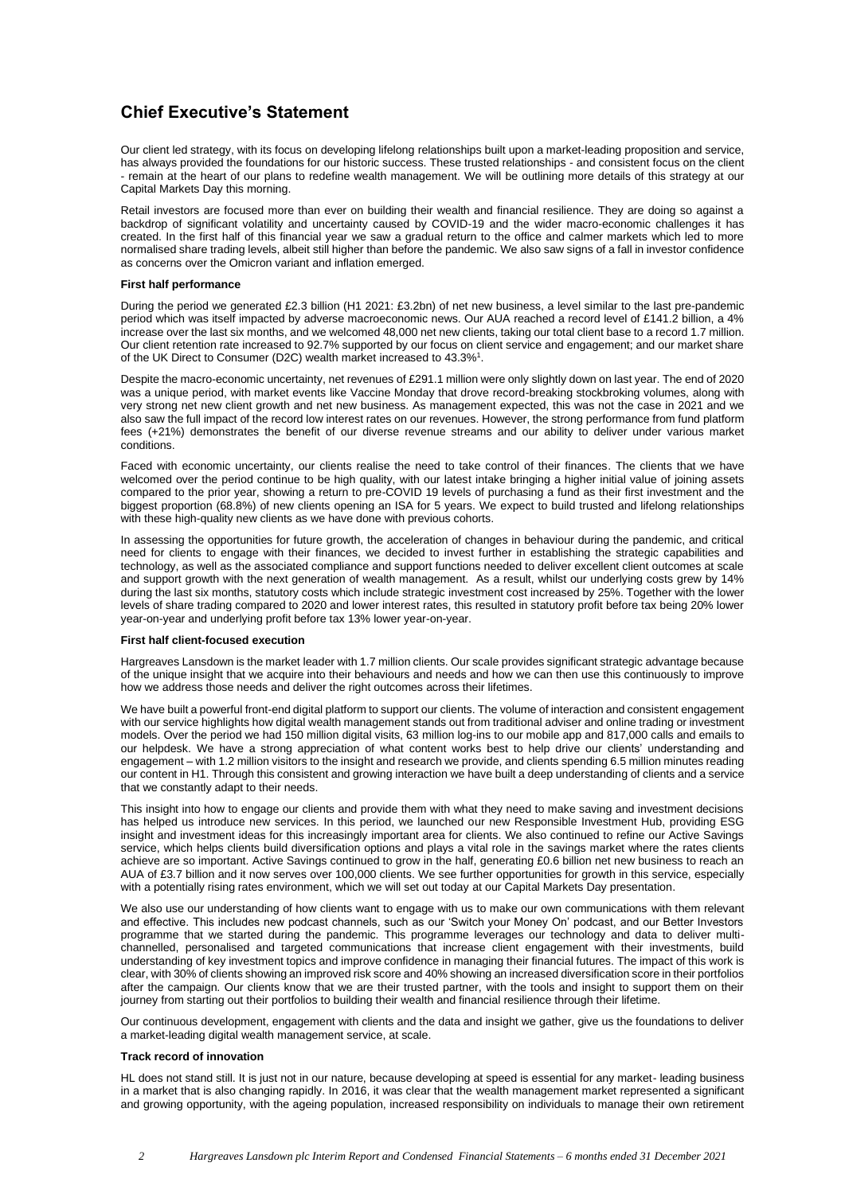## Chief Executive's Statement

Our client led strategy, with its focus on developing lifelong relationships built upon a market-leading proposition and service, has always provided the foundations for our historic success. These trusted relationships - and consistent focus on the client - remain at the heart of our plans to redefine wealth management. We will be outlining more details of this strategy at our Capital Markets Day this morning.

Retail investors are focused more than ever on building their wealth and financial resilience. They are doing so against a backdrop of significant volatility and uncertainty caused by COVID-19 and the wider macro-economic challenges it has created. In the first half of this financial year we saw a gradual return to the office and calmer markets which led to more normalised share trading levels, albeit still higher than before the pandemic. We also saw signs of a fall in investor confidence as concerns over the Omicron variant and inflation emerged.

**First half performance**

During the period we generated £2.3 billion (H1 2021: £3.2bn) of net new business, a level similar to the last pre-pandemic period which was itself impacted by adverse macroeconomic news. Our AUA reached a record level of £141.2 billion, a 4% increase over the last six months, and we welcomed 48,000 net new clients, taking our total client base to a record 1.7 million. Our client retention rate increased to 92.7% supported by our focus on client service and engagement; and our market share of the UK Direct to Consumer (D2C) wealth market increased to 43.3%[1].

Despite the macro-economic uncertainty, net revenues of £291.1 million were only slightly down on last year. The end of 2020 was a unique period, with market events like Vaccine Monday that drove record-breaking stockbroking volumes, along with very strong net new client growth and net new business. As management expected, this was not the case in 2021 and we also saw the full impact of the record low interest rates on our revenues. However, the strong performance from fund platform fees (+21%) demonstrates the benefit of our diverse revenue streams and our ability to deliver under various market conditions.

Faced with economic uncertainty, our clients realise the need to take control of their finances. The clients that we have welcomed over the period continue to be high quality, with our latest intake bringing a higher initial value of joining assets compared to the prior year, showing a return to pre-COVID 19 levels of purchasing a fund as their first investment and the biggest proportion (68.8%) of new clients opening an ISA for 5 years. We expect to build trusted and lifelong relationships with these high-quality new clients as we have done with previous cohorts.

In assessing the opportunities for future growth, the acceleration of changes in behaviour during the pandemic, and critical need for clients to engage with their finances, we decided to invest further in establishing the strategic capabilities and technology, as well as the associated compliance and support functions needed to deliver excellent client outcomes at scale and support growth with the next generation of wealth management. As a result, whilst our underlying costs grew by 14% during the last six months, statutory costs which include strategic investment cost increased by 25%. Together with the lower levels of share trading compared to 2020 and lower interest rates, this resulted in statutory profit before tax being 20% lower year-on-year and underlying profit before tax 13% lower year-on-year.

**First half client-focused execution**

Hargreaves Lansdown is the market leader with 1.7 million clients. Our scale provides significant strategic advantage because of the unique insight that we acquire into their behaviours and needs and how we can then use this continuously to improve how we address those needs and deliver the right outcomes across their lifetimes.

We have built a powerful front-end digital platform to support our clients. The volume of interaction and consistent engagement with our service highlights how digital wealth management stands out from traditional adviser and online trading or investment models. Over the period we had 150 million digital visits, 63 million log-ins to our mobile app and 817,000 calls and emails to our helpdesk. We have a strong appreciation of what content works best to help drive our clients' understanding and engagement – with 1.2 million visitors to the insight and research we provide, and clients spending 6.5 million minutes reading our content in H1. Through this consistent and growing interaction we have built a deep understanding of clients and a service that we constantly adapt to their needs.

This insight into how to engage our clients and provide them with what they need to make saving and investment decisions has helped us introduce new services. In this period, we launched our new Responsible Investment Hub, providing ESG insight and investment ideas for this increasingly important area for clients. We also continued to refine our Active Savings service, which helps clients build diversification options and plays a vital role in the savings market where the rates clients achieve are so important. Active Savings continued to grow in the half, generating £0.6 billion net new business to reach an AUA of £3.7 billion and it now serves over 100,000 clients. We see further opportunities for growth in this service, especially with a potentially rising rates environment, which we will set out today at our Capital Markets Day presentation.

We also use our understanding of how clients want to engage with us to make our own communications with them relevant and effective. This includes new podcast channels, such as our 'Switch your Money On' podcast, and our Better Investors programme that we started during the pandemic. This programme leverages our technology and data to deliver multi-channelled, personalised and targeted communications that increase client engagement with their investments, build understanding of key investment topics and improve confidence in managing their financial futures. The impact of this work is clear, with 30% of clients showing an improved risk score and 40% showing an increased diversification score in their portfolios after the campaign. Our clients know that we are their trusted partner, with the tools and insight to support them on their journey from starting out their portfolios to building their wealth and financial resilience through their lifetime.

Our continuous development, engagement with clients and the data and insight we gather, give us the foundations to deliver a market-leading digital wealth management service, at scale.

**Track record of innovation**

HL does not stand still. It is just not in our nature, because developing at speed is essential for any market- leading business in a market that is also changing rapidly. In 2016, it was clear that the wealth management market represented a significant and growing opportunity, with the ageing population, increased responsibility on individuals to manage their own retirement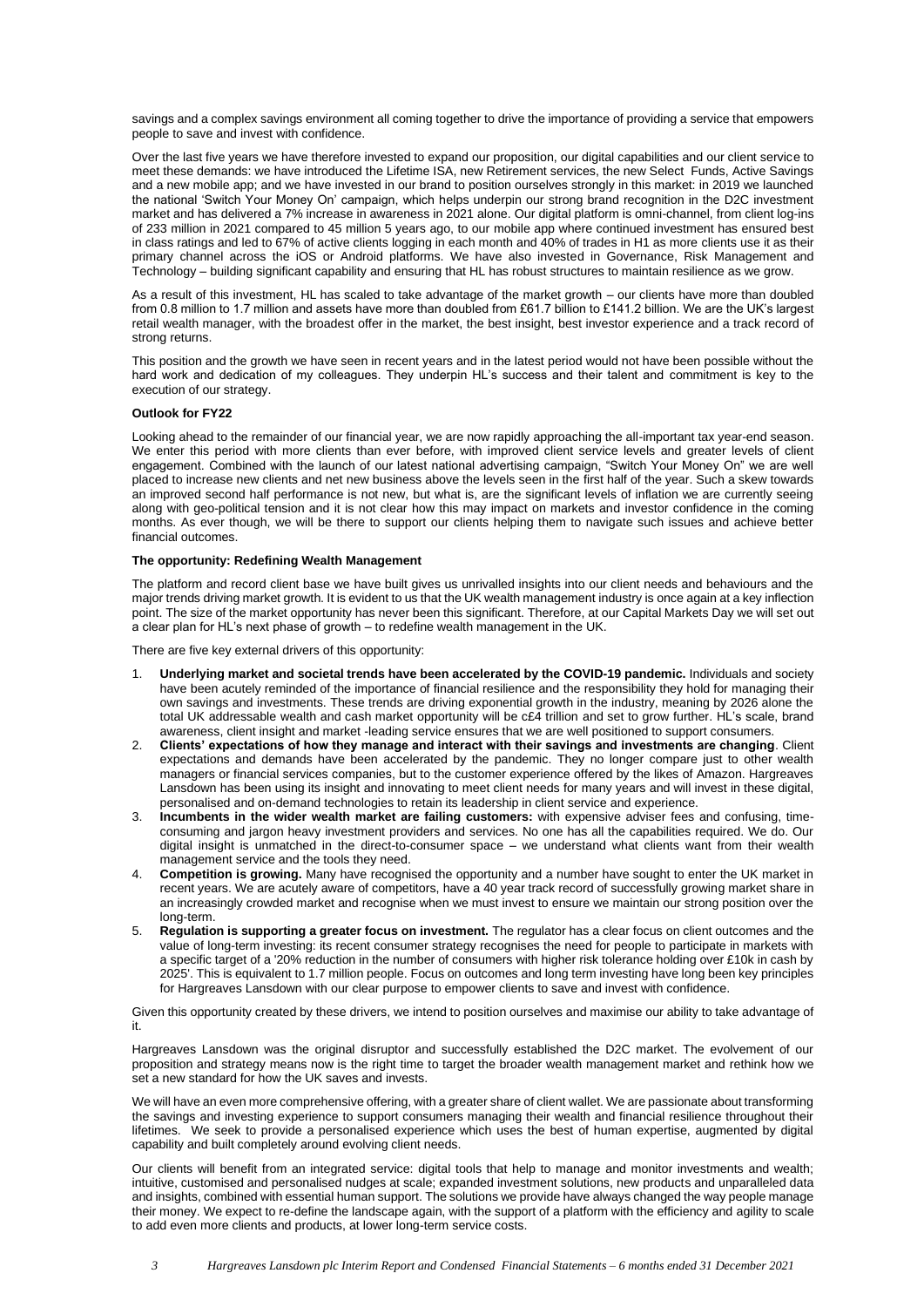savings and a complex savings environment all coming together to drive the importance of providing a service that empowers people to save and invest with confidence.

Over the last five years we have therefore invested to expand our proposition, our digital capabilities and our client service to meet these demands: we have introduced the Lifetime ISA, new Retirement services, the new Select Funds, Active Savings and a new mobile app; and we have invested in our brand to position ourselves strongly in this market: in 2019 we launched the national 'Switch Your Money On' campaign, which helps underpin our strong brand recognition in the D2C investment market and has delivered a 7% increase in awareness in 2021 alone. Our digital platform is omni-channel, from client log-ins of 233 million in 2021 compared to 45 million 5 years ago, to our mobile app where continued investment has ensured best in class ratings and led to 67% of active clients logging in each month and 40% of trades in H1 as more clients use it as their primary channel across the iOS or Android platforms. We have also invested in Governance, Risk Management and Technology – building significant capability and ensuring that HL has robust structures to maintain resilience as we grow.

As a result of this investment, HL has scaled to take advantage of the market growth – our clients have more than doubled from 0.8 million to 1.7 million and assets have more than doubled from £61.7 billion to £141.2 billion. We are the UK's largest retail wealth manager, with the broadest offer in the market, the best insight, best investor experience and a track record of strong returns.

This position and the growth we have seen in recent years and in the latest period would not have been possible without the hard work and dedication of my colleagues. They underpin HL's success and their talent and commitment is key to the execution of our strategy.

**Outlook for FY22**

Looking ahead to the remainder of our financial year, we are now rapidly approaching the all-important tax year-end season. We enter this period with more clients than ever before, with improved client service levels and greater levels of client engagement. Combined with the launch of our latest national advertising campaign, "Switch Your Money On" we are well placed to increase new clients and net new business above the levels seen in the first half of the year. Such a skew towards an improved second half performance is not new, but what is, are the significant levels of inflation we are currently seeing along with geo-political tension and it is not clear how this may impact on markets and investor confidence in the coming months. As ever though, we will be there to support our clients helping them to navigate such issues and achieve better financial outcomes.

**The opportunity: Redefining Wealth Management**

The platform and record client base we have built gives us unrivalled insights into our client needs and behaviours and the major trends driving market growth. It is evident to us that the UK wealth management industry is once again at a key inflection point. The size of the market opportunity has never been this significant. Therefore, at our Capital Markets Day we will set out a clear plan for HL's next phase of growth – to redefine wealth management in the UK.

There are five key external drivers of this opportunity:

1. **Underlying market and societal trends have been accelerated by the COVID-19 pandemic.** Individuals and society have been acutely reminded of the importance of financial resilience and the responsibility they hold for managing their own savings and investments. These trends are driving exponential growth in the industry, meaning by 2026 alone the total UK addressable wealth and cash market opportunity will be c£4 trillion and set to grow further. HL's scale, brand awareness, client insight and market -leading service ensures that we are well positioned to support consumers.
2. **Clients' expectations of how they manage and interact with their savings and investments are changing**. Client expectations and demands have been accelerated by the pandemic. They no longer compare just to other wealth managers or financial services companies, but to the customer experience offered by the likes of Amazon. Hargreaves Lansdown has been using its insight and innovating to meet client needs for many years and will invest in these digital, personalised and on-demand technologies to retain its leadership in client service and experience.
3. **Incumbents in the wider wealth market are failing customers:** with expensive adviser fees and confusing, time-consuming and jargon heavy investment providers and services. No one has all the capabilities required. We do. Our digital insight is unmatched in the direct-to-consumer space – we understand what clients want from their wealth management service and the tools they need.
4. **Competition is growing.** Many have recognised the opportunity and a number have sought to enter the UK market in recent years. We are acutely aware of competitors, have a 40 year track record of successfully growing market share in an increasingly crowded market and recognise when we must invest to ensure we maintain our strong position over the long-term.
5. **Regulation is supporting a greater focus on investment.** The regulator has a clear focus on client outcomes and the value of long-term investing: its recent consumer strategy recognises the need for people to participate in markets with a specific target of a '20% reduction in the number of consumers with higher risk tolerance holding over £10k in cash by 2025'. This is equivalent to 1.7 million people. Focus on outcomes and long term investing have long been key principles for Hargreaves Lansdown with our clear purpose to empower clients to save and invest with confidence.

Given this opportunity created by these drivers, we intend to position ourselves and maximise our ability to take advantage of it.

Hargreaves Lansdown was the original disruptor and successfully established the D2C market. The evolvement of our proposition and strategy means now is the right time to target the broader wealth management market and rethink how we set a new standard for how the UK saves and invests.

We will have an even more comprehensive offering, with a greater share of client wallet. We are passionate about transforming the savings and investing experience to support consumers managing their wealth and financial resilience throughout their lifetimes. We seek to provide a personalised experience which uses the best of human expertise, augmented by digital capability and built completely around evolving client needs.

Our clients will benefit from an integrated service: digital tools that help to manage and monitor investments and wealth; intuitive, customised and personalised nudges at scale; expanded investment solutions, new products and unparalleled data and insights, combined with essential human support. The solutions we provide have always changed the way people manage their money. We expect to re-define the landscape again, with the support of a platform with the efficiency and agility to scale to add even more clients and products, at lower long-term service costs.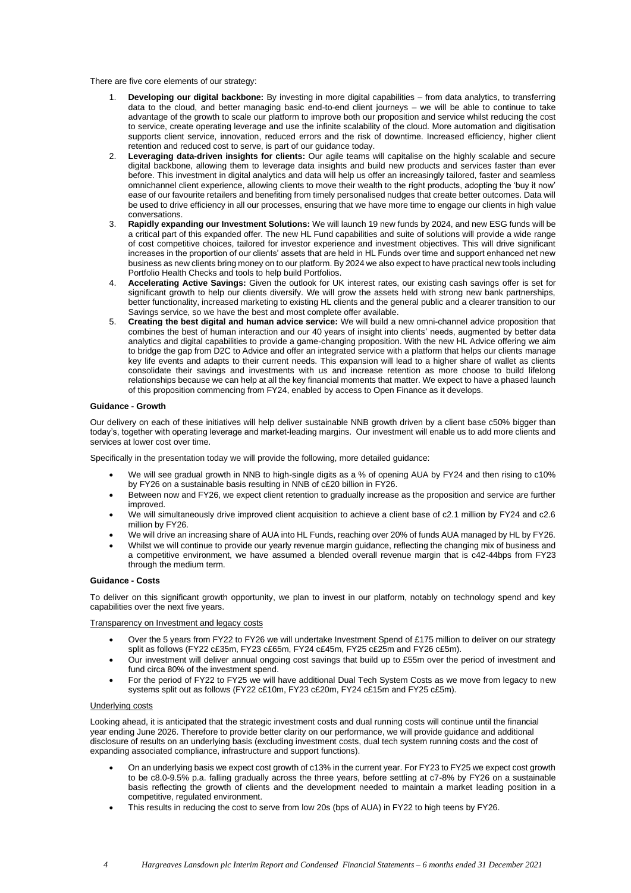There are five core elements of our strategy:

1. **Developing our digital backbone:** By investing in more digital capabilities – from data analytics, to transferring data to the cloud, and better managing basic end-to-end client journeys – we will be able to continue to take advantage of the growth to scale our platform to improve both our proposition and service whilst reducing the cost to service, create operating leverage and use the infinite scalability of the cloud. More automation and digitisation supports client service, innovation, reduced errors and the risk of downtime. Increased efficiency, higher client retention and reduced cost to serve, is part of our guidance today.
2. **Leveraging data-driven insights for clients:** Our agile teams will capitalise on the highly scalable and secure digital backbone, allowing them to leverage data insights and build new products and services faster than ever before. This investment in digital analytics and data will help us offer an increasingly tailored, faster and seamless omnichannel client experience, allowing clients to move their wealth to the right products, adopting the 'buy it now' ease of our favourite retailers and benefiting from timely personalised nudges that create better outcomes. Data will be used to drive efficiency in all our processes, ensuring that we have more time to engage our clients in high value conversations.
3. **Rapidly expanding our Investment Solutions:** We will launch 19 new funds by 2024, and new ESG funds will be a critical part of this expanded offer. The new HL Fund capabilities and suite of solutions will provide a wide range of cost competitive choices, tailored for investor experience and investment objectives. This will drive significant increases in the proportion of our clients' assets that are held in HL Funds over time and support enhanced net new business as new clients bring money on to our platform. By 2024 we also expect to have practical new tools including Portfolio Health Checks and tools to help build Portfolios.
4. **Accelerating Active Savings:** Given the outlook for UK interest rates, our existing cash savings offer is set for significant growth to help our clients diversify. We will grow the assets held with strong new bank partnerships, better functionality, increased marketing to existing HL clients and the general public and a clearer transition to our Savings service, so we have the best and most complete offer available.
5. **Creating the best digital and human advice service:** We will build a new omni-channel advice proposition that combines the best of human interaction and our 40 years of insight into clients' needs, augmented by better data analytics and digital capabilities to provide a game-changing proposition. With the new HL Advice offering we aim to bridge the gap from D2C to Advice and offer an integrated service with a platform that helps our clients manage key life events and adapts to their current needs. This expansion will lead to a higher share of wallet as clients consolidate their savings and investments with us and increase retention as more choose to build lifelong relationships because we can help at all the key financial moments that matter. We expect to have a phased launch of this proposition commencing from FY24, enabled by access to Open Finance as it develops.

**Guidance - Growth**

Our delivery on each of these initiatives will help deliver sustainable NNB growth driven by a client base c50% bigger than today's, together with operating leverage and market-leading margins. Our investment will enable us to add more clients and services at lower cost over time.

Specifically in the presentation today we will provide the following, more detailed guidance:

- We will see gradual growth in NNB to high-single digits as a % of opening AUA by FY24 and then rising to c10% by FY26 on a sustainable basis resulting in NNB of c£20 billion in FY26.
- Between now and FY26, we expect client retention to gradually increase as the proposition and service are further improved.
- We will simultaneously drive improved client acquisition to achieve a client base of c2.1 million by FY24 and c2.6 million by FY26.
- We will drive an increasing share of AUA into HL Funds, reaching over 20% of funds AUA managed by HL by FY26.
- Whilst we will continue to provide our yearly revenue margin guidance, reflecting the changing mix of business and a competitive environment, we have assumed a blended overall revenue margin that is c42-44bps from FY23 through the medium term.

**Guidance - Costs**

To deliver on this significant growth opportunity, we plan to invest in our platform, notably on technology spend and key capabilities over the next five years.

<u>Transparency on Investment and legacy costs</u>

- Over the 5 years from FY22 to FY26 we will undertake Investment Spend of £175 million to deliver on our strategy split as follows (FY22 c£35m, FY23 c£65m, FY24 c£45m, FY25 c£25m and FY26 c£5m).
- Our investment will deliver annual ongoing cost savings that build up to £55m over the period of investment and fund circa 80% of the investment spend.
- For the period of FY22 to FY25 we will have additional Dual Tech System Costs as we move from legacy to new systems split out as follows (FY22 c£10m, FY23 c£20m, FY24 c£15m and FY25 c£5m).

<u>Underlying costs</u>

Looking ahead, it is anticipated that the strategic investment costs and dual running costs will continue until the financial year ending June 2026. Therefore to provide better clarity on our performance, we will provide guidance and additional disclosure of results on an underlying basis (excluding investment costs, dual tech system running costs and the cost of expanding associated compliance, infrastructure and support functions).

- On an underlying basis we expect cost growth of c13% in the current year. For FY23 to FY25 we expect cost growth to be c8.0-9.5% p.a. falling gradually across the three years, before settling at c7-8% by FY26 on a sustainable basis reflecting the growth of clients and the development needed to maintain a market leading position in a competitive, regulated environment.
- This results in reducing the cost to serve from low 20s (bps of AUA) in FY22 to high teens by FY26.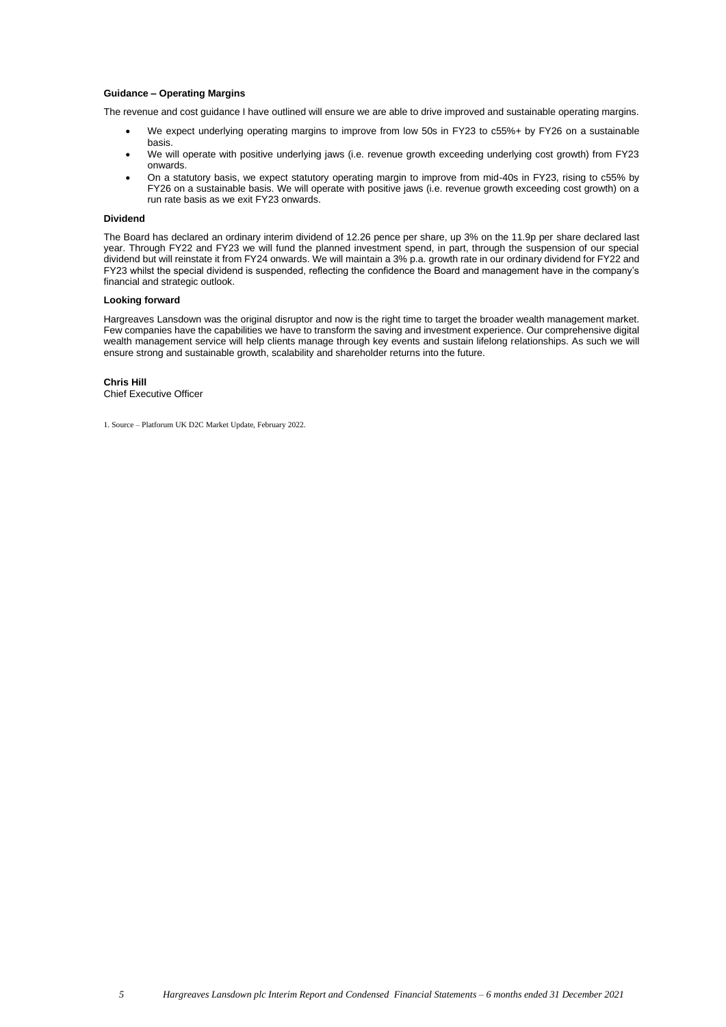**Guidance – Operating Margins**

The revenue and cost guidance I have outlined will ensure we are able to drive improved and sustainable operating margins.

- We expect underlying operating margins to improve from low 50s in FY23 to c55%+ by FY26 on a sustainable basis.
- We will operate with positive underlying jaws (i.e. revenue growth exceeding underlying cost growth) from FY23 onwards.
- On a statutory basis, we expect statutory operating margin to improve from mid-40s in FY23, rising to c55% by FY26 on a sustainable basis. We will operate with positive jaws (i.e. revenue growth exceeding cost growth) on a run rate basis as we exit FY23 onwards.

**Dividend**

The Board has declared an ordinary interim dividend of 12.26 pence per share, up 3% on the 11.9p per share declared last year. Through FY22 and FY23 we will fund the planned investment spend, in part, through the suspension of our special dividend but will reinstate it from FY24 onwards. We will maintain a 3% p.a. growth rate in our ordinary dividend for FY22 and FY23 whilst the special dividend is suspended, reflecting the confidence the Board and management have in the company's financial and strategic outlook.

**Looking forward**

Hargreaves Lansdown was the original disruptor and now is the right time to target the broader wealth management market. Few companies have the capabilities we have to transform the saving and investment experience. Our comprehensive digital wealth management service will help clients manage through key events and sustain lifelong relationships. As such we will ensure strong and sustainable growth, scalability and shareholder returns into the future.

**Chris Hill**
Chief Executive Officer

1. Source – Platforum UK D2C Market Update, February 2022.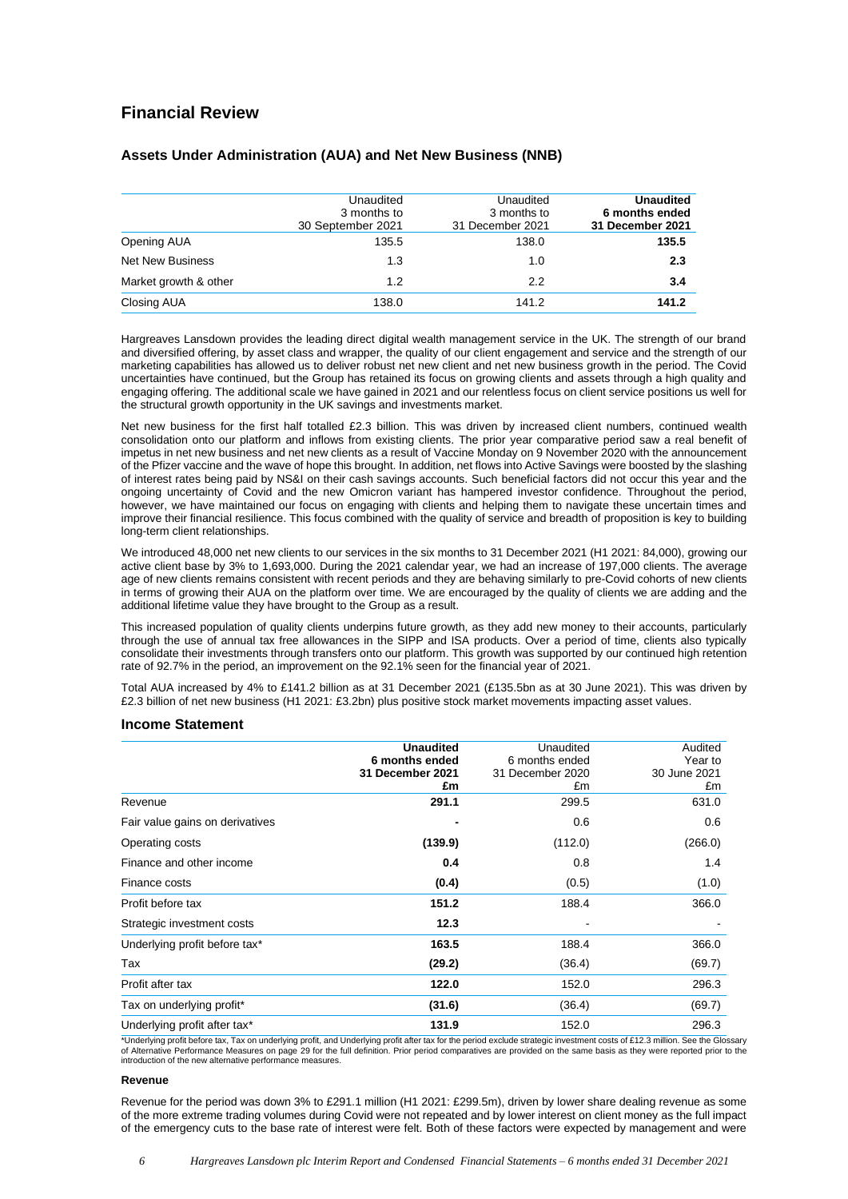# Financial Review

## Assets Under Administration (AUA) and Net New Business (NNB)

| | Unaudited 3 months to 30 September 2021 | Unaudited 3 months to 31 December 2021 | **Unaudited 6 months ended 31 December 2021** |
|---|---|---|---|
| Opening AUA | 135.5 | 138.0 | **135.5** |
| Net New Business | 1.3 | 1.0 | **2.3** |
| Market growth & other | 1.2 | 2.2 | **3.4** |
| Closing AUA | 138.0 | 141.2 | **141.2** |

Hargreaves Lansdown provides the leading direct digital wealth management service in the UK. The strength of our brand and diversified offering, by asset class and wrapper, the quality of our client engagement and service and the strength of our marketing capabilities has allowed us to deliver robust net new client and net new business growth in the period. The Covid uncertainties have continued, but the Group has retained its focus on growing clients and assets through a high quality and engaging offering. The additional scale we have gained in 2021 and our relentless focus on client service positions us well for the structural growth opportunity in the UK savings and investments market.

Net new business for the first half totalled £2.3 billion. This was driven by increased client numbers, continued wealth consolidation onto our platform and inflows from existing clients. The prior year comparative period saw a real benefit of impetus in net new business and net new clients as a result of Vaccine Monday on 9 November 2020 with the announcement of the Pfizer vaccine and the wave of hope this brought. In addition, net flows into Active Savings were boosted by the slashing of interest rates being paid by NS&I on their cash savings accounts. Such beneficial factors did not occur this year and the ongoing uncertainty of Covid and the new Omicron variant has hampered investor confidence. Throughout the period, however, we have maintained our focus on engaging with clients and helping them to navigate these uncertain times and improve their financial resilience. This focus combined with the quality of service and breadth of proposition is key to building long-term client relationships.

We introduced 48,000 net new clients to our services in the six months to 31 December 2021 (H1 2021: 84,000), growing our active client base by 3% to 1,693,000. During the 2021 calendar year, we had an increase of 197,000 clients. The average age of new clients remains consistent with recent periods and they are behaving similarly to pre-Covid cohorts of new clients in terms of growing their AUA on the platform over time. We are encouraged by the quality of clients we are adding and the additional lifetime value they have brought to the Group as a result.

This increased population of quality clients underpins future growth, as they add new money to their accounts, particularly through the use of annual tax free allowances in the SIPP and ISA products. Over a period of time, clients also typically consolidate their investments through transfers onto our platform. This growth was supported by our continued high retention rate of 92.7% in the period, an improvement on the 92.1% seen for the financial year of 2021.

Total AUA increased by 4% to £141.2 billion as at 31 December 2021 (£135.5bn as at 30 June 2021). This was driven by £2.3 billion of net new business (H1 2021: £3.2bn) plus positive stock market movements impacting asset values.

## Income Statement

| | **Unaudited 6 months ended 31 December 2021 £m** | Unaudited 6 months ended 31 December 2020 £m | Audited Year to 30 June 2021 £m |
|---|---|---|---|
| Revenue | **291.1** | 299.5 | 631.0 |
| Fair value gains on derivatives | **-** | 0.6 | 0.6 |
| Operating costs | **(139.9)** | (112.0) | (266.0) |
| Finance and other income | **0.4** | 0.8 | 1.4 |
| Finance costs | **(0.4)** | (0.5) | (1.0) |
| Profit before tax | **151.2** | 188.4 | 366.0 |
| Strategic investment costs | **12.3** | - | - |
| Underlying profit before tax* | **163.5** | 188.4 | 366.0 |
| Tax | **(29.2)** | (36.4) | (69.7) |
| Profit after tax | **122.0** | 152.0 | 296.3 |
| Tax on underlying profit* | **(31.6)** | (36.4) | (69.7) |
| Underlying profit after tax* | **131.9** | 152.0 | 296.3 |

*Underlying profit before tax, Tax on underlying profit, and Underlying profit after tax for the period exclude strategic investment costs of £12.3 million. See the Glossary of Alternative Performance Measures on page 29 for the full definition. Prior period comparatives are provided on the same basis as they were reported prior to the introduction of the new alternative performance measures.

**Revenue**

Revenue for the period was down 3% to £291.1 million (H1 2021: £299.5m), driven by lower share dealing revenue as some of the more extreme trading volumes during Covid were not repeated and by lower interest on client money as the full impact of the emergency cuts to the base rate of interest were felt. Both of these factors were expected by management and were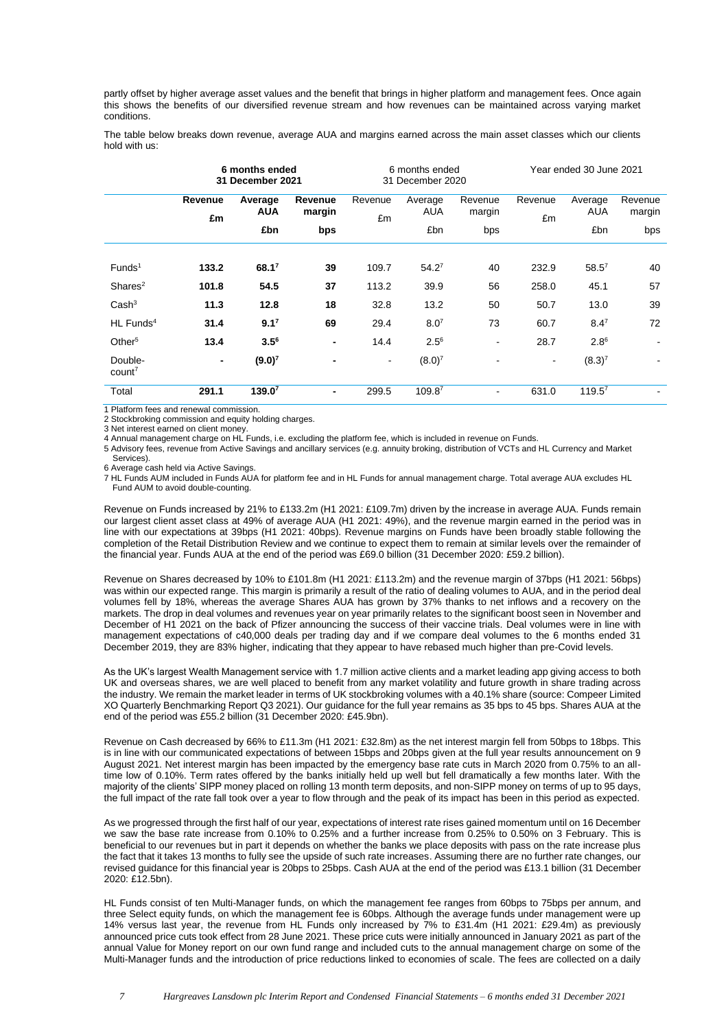partly offset by higher average asset values and the benefit that brings in higher platform and management fees. Once again this shows the benefits of our diversified revenue stream and how revenues can be maintained across varying market conditions.

The table below breaks down revenue, average AUA and margins earned across the main asset classes which our clients hold with us:

| | **6 months ended 31 December 2021** | | | 6 months ended 31 December 2020 | | | Year ended 30 June 2021 | | |
|---|---|---|---|---|---|---|---|---|---|
| | **Revenue £m** | **Average AUA £bn** | **Revenue margin bps** | Revenue £m | Average AUA £bn | Revenue margin bps | Revenue £m | Average AUA £bn | Revenue margin bps |
| Funds[1] | **133.2** | **68.1[7]** | **39** | 109.7 | 54.2[7] | 40 | 232.9 | 58.5[7] | 40 |
| Shares[2] | **101.8** | **54.5** | **37** | 113.2 | 39.9 | 56 | 258.0 | 45.1 | 57 |
| Cash[3] | **11.3** | **12.8** | **18** | 32.8 | 13.2 | 50 | 50.7 | 13.0 | 39 |
| HL Funds[4] | **31.4** | **9.1[7]** | **69** | 29.4 | 8.0[7] | 73 | 60.7 | 8.4[7] | 72 |
| Other[5] | **13.4** | **3.5[6]** | **-** | 14.4 | 2.5[6] | - | 28.7 | 2.8[6] | - |
| Double-count[7] | **-** | **(9.0)[7]** | **-** | - | (8.0)[7] | - | - | (8.3)[7] | - |
| Total | **291.1** | **139.0[7]** | **-** | 299.5 | 109.8[7] | - | 631.0 | 119.5[7] | - |

1 Platform fees and renewal commission.
2 Stockbroking commission and equity holding charges.
3 Net interest earned on client money.
4 Annual management charge on HL Funds, i.e. excluding the platform fee, which is included in revenue on Funds.
5 Advisory fees, revenue from Active Savings and ancillary services (e.g. annuity broking, distribution of VCTs and HL Currency and Market Services).
6 Average cash held via Active Savings.
7 HL Funds AUM included in Funds AUA for platform fee and in HL Funds for annual management charge. Total average AUA excludes HL Fund AUM to avoid double-counting.

Revenue on Funds increased by 21% to £133.2m (H1 2021: £109.7m) driven by the increase in average AUA. Funds remain our largest client asset class at 49% of average AUA (H1 2021: 49%), and the revenue margin earned in the period was in line with our expectations at 39bps (H1 2021: 40bps). Revenue margins on Funds have been broadly stable following the completion of the Retail Distribution Review and we continue to expect them to remain at similar levels over the remainder of the financial year. Funds AUA at the end of the period was £69.0 billion (31 December 2020: £59.2 billion).

Revenue on Shares decreased by 10% to £101.8m (H1 2021: £113.2m) and the revenue margin of 37bps (H1 2021: 56bps) was within our expected range. This margin is primarily a result of the ratio of dealing volumes to AUA, and in the period deal volumes fell by 18%, whereas the average Shares AUA has grown by 37% thanks to net inflows and a recovery on the markets. The drop in deal volumes and revenues year on year primarily relates to the significant boost seen in November and December of H1 2021 on the back of Pfizer announcing the success of their vaccine trials. Deal volumes were in line with management expectations of c40,000 deals per trading day and if we compare deal volumes to the 6 months ended 31 December 2019, they are 83% higher, indicating that they appear to have rebased much higher than pre-Covid levels.

As the UK's largest Wealth Management service with 1.7 million active clients and a market leading app giving access to both UK and overseas shares, we are well placed to benefit from any market volatility and future growth in share trading across the industry. We remain the market leader in terms of UK stockbroking volumes with a 40.1% share (source: Compeer Limited XO Quarterly Benchmarking Report Q3 2021). Our guidance for the full year remains as 35 bps to 45 bps. Shares AUA at the end of the period was £55.2 billion (31 December 2020: £45.9bn).

Revenue on Cash decreased by 66% to £11.3m (H1 2021: £32.8m) as the net interest margin fell from 50bps to 18bps. This is in line with our communicated expectations of between 15bps and 20bps given at the full year results announcement on 9 August 2021. Net interest margin has been impacted by the emergency base rate cuts in March 2020 from 0.75% to an all-time low of 0.10%. Term rates offered by the banks initially held up well but fell dramatically a few months later. With the majority of the clients' SIPP money placed on rolling 13 month term deposits, and non-SIPP money on terms of up to 95 days, the full impact of the rate fall took over a year to flow through and the peak of its impact has been in this period as expected.

As we progressed through the first half of our year, expectations of interest rate rises gained momentum until on 16 December we saw the base rate increase from 0.10% to 0.25% and a further increase from 0.25% to 0.50% on 3 February. This is beneficial to our revenues but in part it depends on whether the banks we place deposits with pass on the rate increase plus the fact that it takes 13 months to fully see the upside of such rate increases. Assuming there are no further rate changes, our revised guidance for this financial year is 20bps to 25bps. Cash AUA at the end of the period was £13.1 billion (31 December 2020: £12.5bn).

HL Funds consist of ten Multi-Manager funds, on which the management fee ranges from 60bps to 75bps per annum, and three Select equity funds, on which the management fee is 60bps. Although the average funds under management were up 14% versus last year, the revenue from HL Funds only increased by 7% to £31.4m (H1 2021: £29.4m) as previously announced price cuts took effect from 28 June 2021. These price cuts were initially announced in January 2021 as part of the annual Value for Money report on our own fund range and included cuts to the annual management charge on some of the Multi-Manager funds and the introduction of price reductions linked to economies of scale. The fees are collected on a daily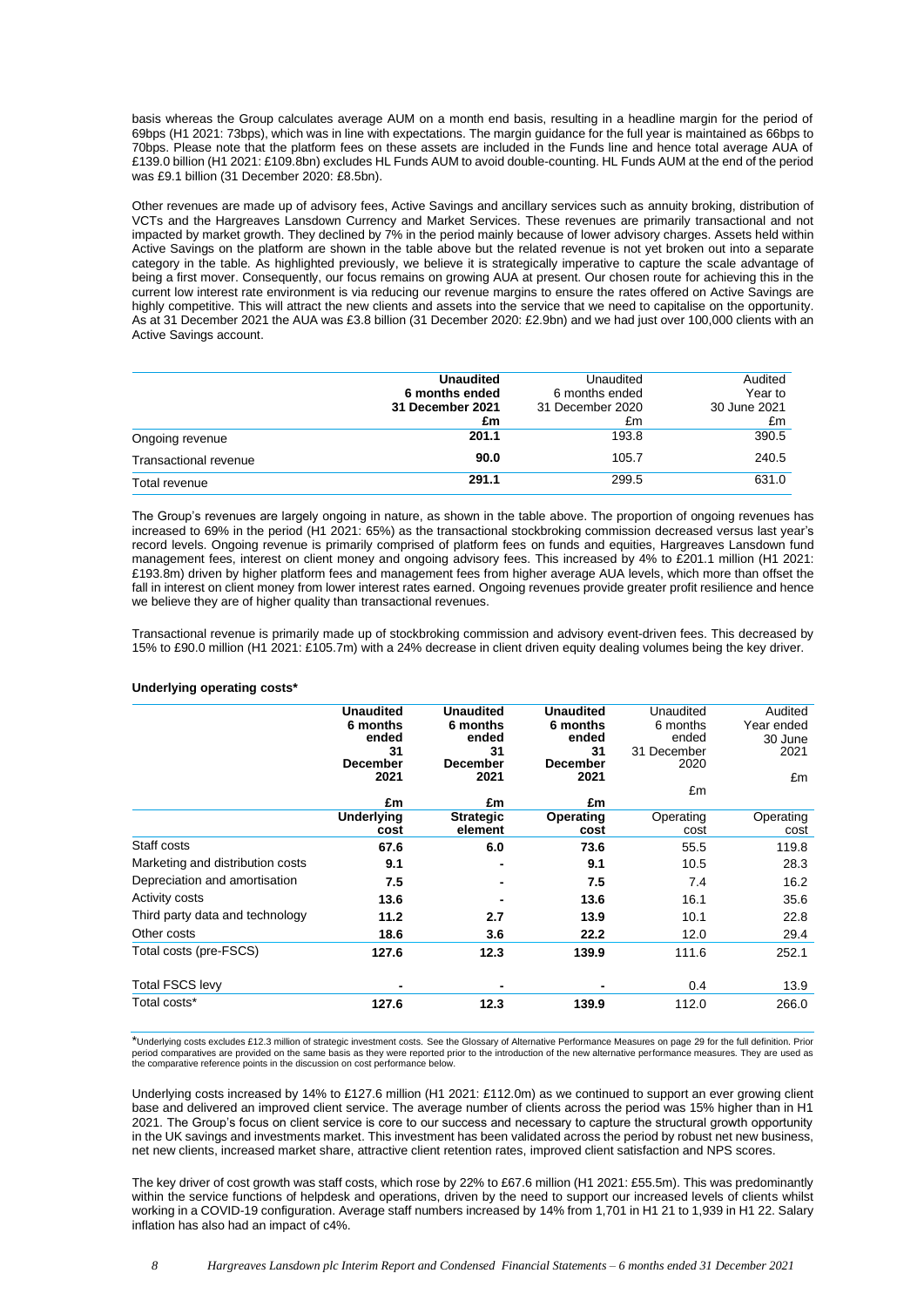basis whereas the Group calculates average AUM on a month end basis, resulting in a headline margin for the period of 69bps (H1 2021: 73bps), which was in line with expectations. The margin guidance for the full year is maintained as 66bps to 70bps. Please note that the platform fees on these assets are included in the Funds line and hence total average AUA of £139.0 billion (H1 2021: £109.8bn) excludes HL Funds AUM to avoid double-counting. HL Funds AUM at the end of the period was £9.1 billion (31 December 2020: £8.5bn).

Other revenues are made up of advisory fees, Active Savings and ancillary services such as annuity broking, distribution of VCTs and the Hargreaves Lansdown Currency and Market Services. These revenues are primarily transactional and not impacted by market growth. They declined by 7% in the period mainly because of lower advisory charges. Assets held within Active Savings on the platform are shown in the table above but the related revenue is not yet broken out into a separate category in the table. As highlighted previously, we believe it is strategically imperative to capture the scale advantage of being a first mover. Consequently, our focus remains on growing AUA at present. Our chosen route for achieving this in the current low interest rate environment is via reducing our revenue margins to ensure the rates offered on Active Savings are highly competitive. This will attract the new clients and assets into the service that we need to capitalise on the opportunity. As at 31 December 2021 the AUA was £3.8 billion (31 December 2020: £2.9bn) and we had just over 100,000 clients with an Active Savings account.

| | **Unaudited 6 months ended 31 December 2021 £m** | Unaudited 6 months ended 31 December 2020 £m | Audited Year to 30 June 2021 £m |
|---|---|---|---|
| Ongoing revenue | **201.1** | 193.8 | 390.5 |
| Transactional revenue | **90.0** | 105.7 | 240.5 |
| Total revenue | **291.1** | 299.5 | 631.0 |

The Group's revenues are largely ongoing in nature, as shown in the table above. The proportion of ongoing revenues has increased to 69% in the period (H1 2021: 65%) as the transactional stockbroking commission decreased versus last year's record levels. Ongoing revenue is primarily comprised of platform fees on funds and equities, Hargreaves Lansdown fund management fees, interest on client money and ongoing advisory fees. This increased by 4% to £201.1 million (H1 2021: £193.8m) driven by higher platform fees and management fees from higher average AUA levels, which more than offset the fall in interest on client money from lower interest rates earned. Ongoing revenues provide greater profit resilience and hence we believe they are of higher quality than transactional revenues.

Transactional revenue is primarily made up of stockbroking commission and advisory event-driven fees. This decreased by 15% to £90.0 million (H1 2021: £105.7m) with a 24% decrease in client driven equity dealing volumes being the key driver.

**Underlying operating costs***

| | **Unaudited 6 months ended 31 December 2021 £m** | **Unaudited 6 months ended 31 December 2021 £m** | **Unaudited 6 months ended 31 December 2021 £m** | Unaudited 6 months ended 31 December 2020 £m | Audited Year ended 30 June 2021 £m |
|---|---|---|---|---|---|
| | **Underlying cost** | **Strategic element** | **Operating cost** | Operating cost | Operating cost |
| Staff costs | **67.6** | **6.0** | **73.6** | 55.5 | 119.8 |
| Marketing and distribution costs | **9.1** | **-** | **9.1** | 10.5 | 28.3 |
| Depreciation and amortisation | **7.5** | **-** | **7.5** | 7.4 | 16.2 |
| Activity costs | **13.6** | **-** | **13.6** | 16.1 | 35.6 |
| Third party data and technology | **11.2** | **2.7** | **13.9** | 10.1 | 22.8 |
| Other costs | **18.6** | **3.6** | **22.2** | 12.0 | 29.4 |
| Total costs (pre-FSCS) | **127.6** | **12.3** | **139.9** | 111.6 | 252.1 |
| Total FSCS levy | **-** | **-** | **-** | 0.4 | 13.9 |
| Total costs* | **127.6** | **12.3** | **139.9** | 112.0 | 266.0 |

*Underlying costs excludes £12.3 million of strategic investment costs. See the Glossary of Alternative Performance Measures on page 29 for the full definition. Prior period comparatives are provided on the same basis as they were reported prior to the introduction of the new alternative performance measures. They are used as the comparative reference points in the discussion on cost performance below.

Underlying costs increased by 14% to £127.6 million (H1 2021: £112.0m) as we continued to support an ever growing client base and delivered an improved client service. The average number of clients across the period was 15% higher than in H1 2021. The Group's focus on client service is core to our success and necessary to capture the structural growth opportunity in the UK savings and investments market. This investment has been validated across the period by robust net new business, net new clients, increased market share, attractive client retention rates, improved client satisfaction and NPS scores.

The key driver of cost growth was staff costs, which rose by 22% to £67.6 million (H1 2021: £55.5m). This was predominantly within the service functions of helpdesk and operations, driven by the need to support our increased levels of clients whilst working in a COVID-19 configuration. Average staff numbers increased by 14% from 1,701 in H1 21 to 1,939 in H1 22. Salary inflation has also had an impact of c4%.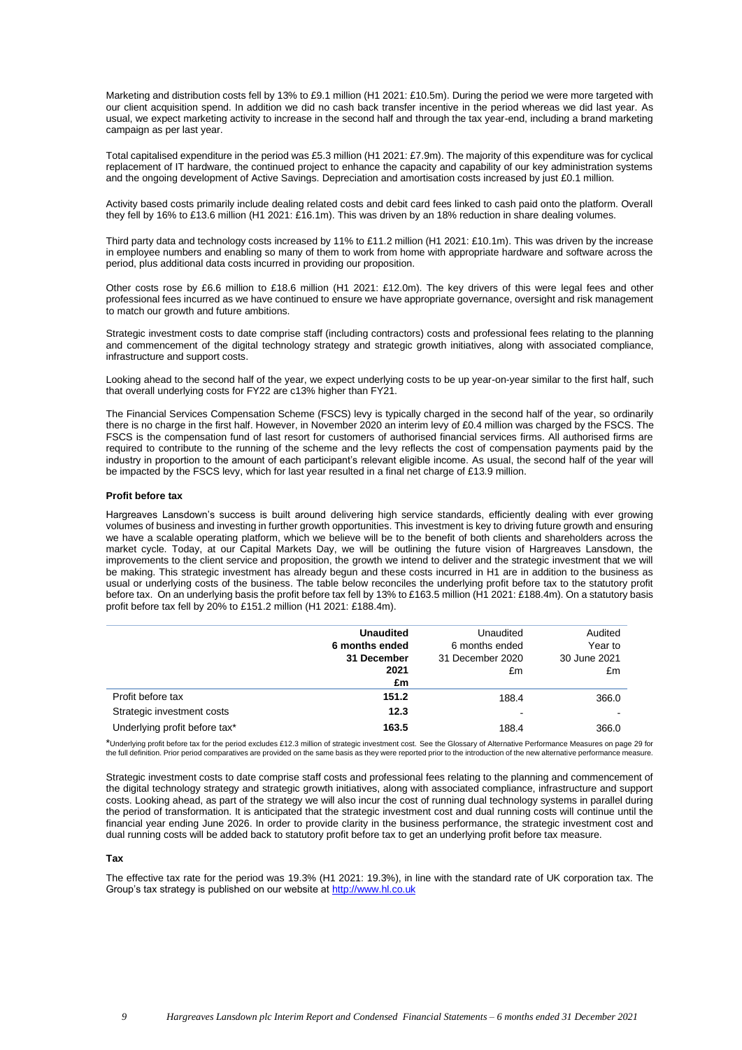Marketing and distribution costs fell by 13% to £9.1 million (H1 2021: £10.5m). During the period we were more targeted with our client acquisition spend. In addition we did no cash back transfer incentive in the period whereas we did last year. As usual, we expect marketing activity to increase in the second half and through the tax year-end, including a brand marketing campaign as per last year.

Total capitalised expenditure in the period was £5.3 million (H1 2021: £7.9m). The majority of this expenditure was for cyclical replacement of IT hardware, the continued project to enhance the capacity and capability of our key administration systems and the ongoing development of Active Savings. Depreciation and amortisation costs increased by just £0.1 million.

Activity based costs primarily include dealing related costs and debit card fees linked to cash paid onto the platform. Overall they fell by 16% to £13.6 million (H1 2021: £16.1m). This was driven by an 18% reduction in share dealing volumes.

Third party data and technology costs increased by 11% to £11.2 million (H1 2021: £10.1m). This was driven by the increase in employee numbers and enabling so many of them to work from home with appropriate hardware and software across the period, plus additional data costs incurred in providing our proposition.

Other costs rose by £6.6 million to £18.6 million (H1 2021: £12.0m). The key drivers of this were legal fees and other professional fees incurred as we have continued to ensure we have appropriate governance, oversight and risk management to match our growth and future ambitions.

Strategic investment costs to date comprise staff (including contractors) costs and professional fees relating to the planning and commencement of the digital technology strategy and strategic growth initiatives, along with associated compliance, infrastructure and support costs.

Looking ahead to the second half of the year, we expect underlying costs to be up year-on-year similar to the first half, such that overall underlying costs for FY22 are c13% higher than FY21.

The Financial Services Compensation Scheme (FSCS) levy is typically charged in the second half of the year, so ordinarily there is no charge in the first half. However, in November 2020 an interim levy of £0.4 million was charged by the FSCS. The FSCS is the compensation fund of last resort for customers of authorised financial services firms. All authorised firms are required to contribute to the running of the scheme and the levy reflects the cost of compensation payments paid by the industry in proportion to the amount of each participant's relevant eligible income. As usual, the second half of the year will be impacted by the FSCS levy, which for last year resulted in a final net charge of £13.9 million.

**Profit before tax**

Hargreaves Lansdown's success is built around delivering high service standards, efficiently dealing with ever growing volumes of business and investing in further growth opportunities. This investment is key to driving future growth and ensuring we have a scalable operating platform, which we believe will be to the benefit of both clients and shareholders across the market cycle. Today, at our Capital Markets Day, we will be outlining the future vision of Hargreaves Lansdown, the improvements to the client service and proposition, the growth we intend to deliver and the strategic investment that we will be making. This strategic investment has already begun and these costs incurred in H1 are in addition to the business as usual or underlying costs of the business. The table below reconciles the underlying profit before tax to the statutory profit before tax. On an underlying basis the profit before tax fell by 13% to £163.5 million (H1 2021: £188.4m). On a statutory basis profit before tax fell by 20% to £151.2 million (H1 2021: £188.4m).

| | **Unaudited 6 months ended 31 December 2021 £m** | Unaudited 6 months ended 31 December 2020 £m | Audited Year to 30 June 2021 £m |
|---|---|---|---|
| Profit before tax | **151.2** | 188.4 | 366.0 |
| Strategic investment costs | **12.3** | - | - |
| Underlying profit before tax* | **163.5** | 188.4 | 366.0 |

*Underlying profit before tax for the period excludes £12.3 million of strategic investment cost. See the Glossary of Alternative Performance Measures on page 29 for the full definition. Prior period comparatives are provided on the same basis as they were reported prior to the introduction of the new alternative performance measure.

Strategic investment costs to date comprise staff costs and professional fees relating to the planning and commencement of the digital technology strategy and strategic growth initiatives, along with associated compliance, infrastructure and support costs. Looking ahead, as part of the strategy we will also incur the cost of running dual technology systems in parallel during the period of transformation. It is anticipated that the strategic investment cost and dual running costs will continue until the financial year ending June 2026. In order to provide clarity in the business performance, the strategic investment cost and dual running costs will be added back to statutory profit before tax to get an underlying profit before tax measure.

**Tax**

The effective tax rate for the period was 19.3% (H1 2021: 19.3%), in line with the standard rate of UK corporation tax. The Group's tax strategy is published on our website at http://www.hl.co.uk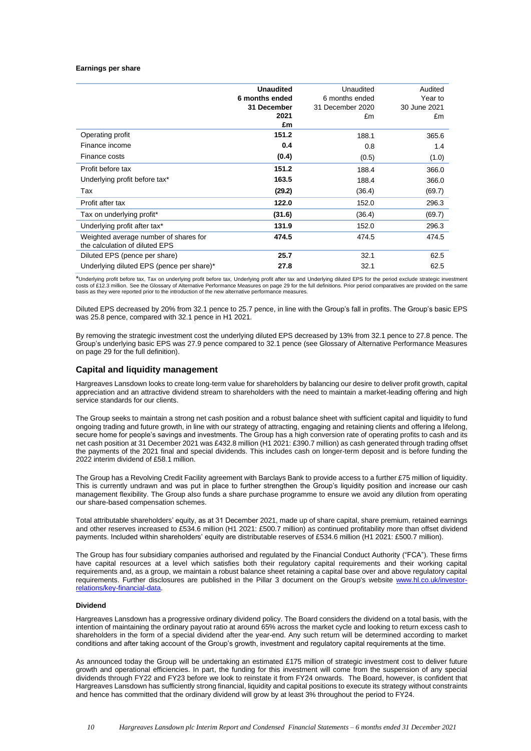**Earnings per share**

| | **Unaudited 6 months ended 31 December 2021 £m** | Unaudited 6 months ended 31 December 2020 £m | Audited Year to 30 June 2021 £m |
|---|---|---|---|
| Operating profit | **151.2** | 188.1 | 365.6 |
| Finance income | **0.4** | 0.8 | 1.4 |
| Finance costs | **(0.4)** | (0.5) | (1.0) |
| Profit before tax | **151.2** | 188.4 | 366.0 |
| Underlying profit before tax* | **163.5** | 188.4 | 366.0 |
| Tax | **(29.2)** | (36.4) | (69.7) |
| Profit after tax | **122.0** | 152.0 | 296.3 |
| Tax on underlying profit* | **(31.6)** | (36.4) | (69.7) |
| Underlying profit after tax* | **131.9** | 152.0 | 296.3 |
| Weighted average number of shares for the calculation of diluted EPS | **474.5** | 474.5 | 474.5 |
| Diluted EPS (pence per share) | **25.7** | 32.1 | 62.5 |
| Underlying diluted EPS (pence per share)* | **27.8** | 32.1 | 62.5 |

*Underlying profit before tax, Tax on underlying profit before tax, Underlying profit after tax and Underlying diluted EPS for the period exclude strategic investment costs of £12.3 million. See the Glossary of Alternative Performance Measures on page 29 for the full definitions. Prior period comparatives are provided on the same basis as they were reported prior to the introduction of the new alternative performance measures.

Diluted EPS decreased by 20% from 32.1 pence to 25.7 pence, in line with the Group's fall in profits. The Group's basic EPS was 25.8 pence, compared with 32.1 pence in H1 2021.

By removing the strategic investment cost the underlying diluted EPS decreased by 13% from 32.1 pence to 27.8 pence. The Group's underlying basic EPS was 27.9 pence compared to 32.1 pence (see Glossary of Alternative Performance Measures on page 29 for the full definition).

## Capital and liquidity management

Hargreaves Lansdown looks to create long-term value for shareholders by balancing our desire to deliver profit growth, capital appreciation and an attractive dividend stream to shareholders with the need to maintain a market-leading offering and high service standards for our clients.

The Group seeks to maintain a strong net cash position and a robust balance sheet with sufficient capital and liquidity to fund ongoing trading and future growth, in line with our strategy of attracting, engaging and retaining clients and offering a lifelong, secure home for people's savings and investments. The Group has a high conversion rate of operating profits to cash and its net cash position at 31 December 2021 was £432.8 million (H1 2021: £390.7 million) as cash generated through trading offset the payments of the 2021 final and special dividends. This includes cash on longer-term deposit and is before funding the 2022 interim dividend of £58.1 million.

The Group has a Revolving Credit Facility agreement with Barclays Bank to provide access to a further £75 million of liquidity. This is currently undrawn and was put in place to further strengthen the Group's liquidity position and increase our cash management flexibility. The Group also funds a share purchase programme to ensure we avoid any dilution from operating our share-based compensation schemes.

Total attributable shareholders' equity, as at 31 December 2021, made up of share capital, share premium, retained earnings and other reserves increased to £534.6 million (H1 2021: £500.7 million) as continued profitability more than offset dividend payments. Included within shareholders' equity are distributable reserves of £534.6 million (H1 2021: £500.7 million).

The Group has four subsidiary companies authorised and regulated by the Financial Conduct Authority ("FCA"). These firms have capital resources at a level which satisfies both their regulatory capital requirements and their working capital requirements and, as a group, we maintain a robust balance sheet retaining a capital base over and above regulatory capital requirements. Further disclosures are published in the Pillar 3 document on the Group's website www.hl.co.uk/investor-relations/key-financial-data.

**Dividend**

Hargreaves Lansdown has a progressive ordinary dividend policy. The Board considers the dividend on a total basis, with the intention of maintaining the ordinary payout ratio at around 65% across the market cycle and looking to return excess cash to shareholders in the form of a special dividend after the year-end. Any such return will be determined according to market conditions and after taking account of the Group's growth, investment and regulatory capital requirements at the time.

As announced today the Group will be undertaking an estimated £175 million of strategic investment cost to deliver future growth and operational efficiencies. In part, the funding for this investment will come from the suspension of any special dividends through FY22 and FY23 before we look to reinstate it from FY24 onwards. The Board, however, is confident that Hargreaves Lansdown has sufficiently strong financial, liquidity and capital positions to execute its strategy without constraints and hence has committed that the ordinary dividend will grow by at least 3% throughout the period to FY24.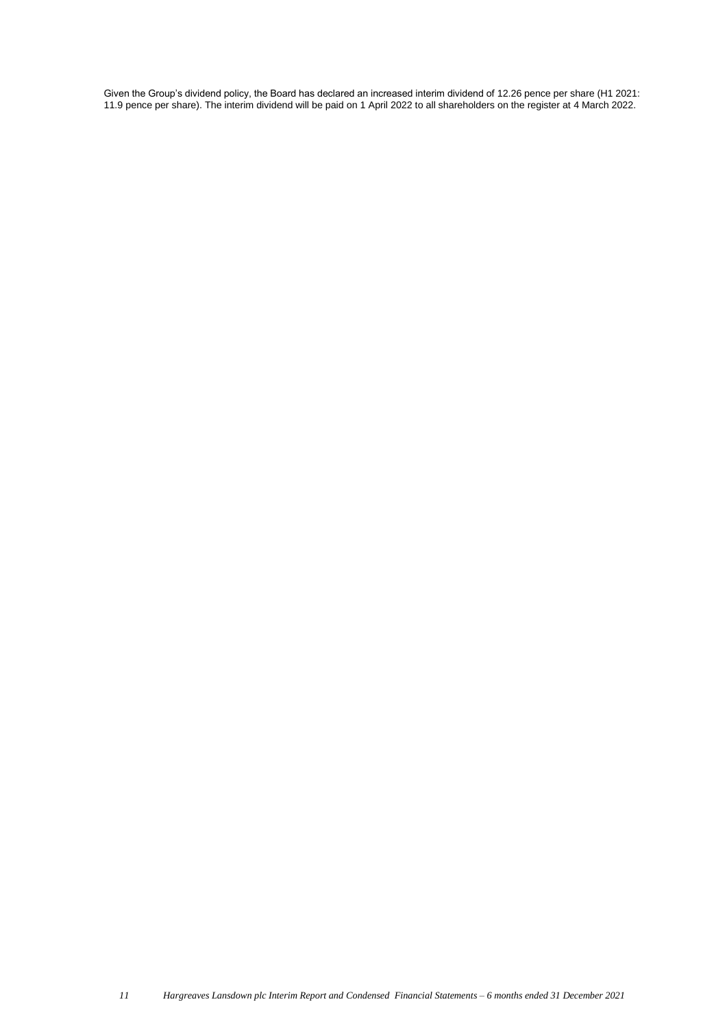Given the Group's dividend policy, the Board has declared an increased interim dividend of 12.26 pence per share (H1 2021: 11.9 pence per share). The interim dividend will be paid on 1 April 2022 to all shareholders on the register at 4 March 2022.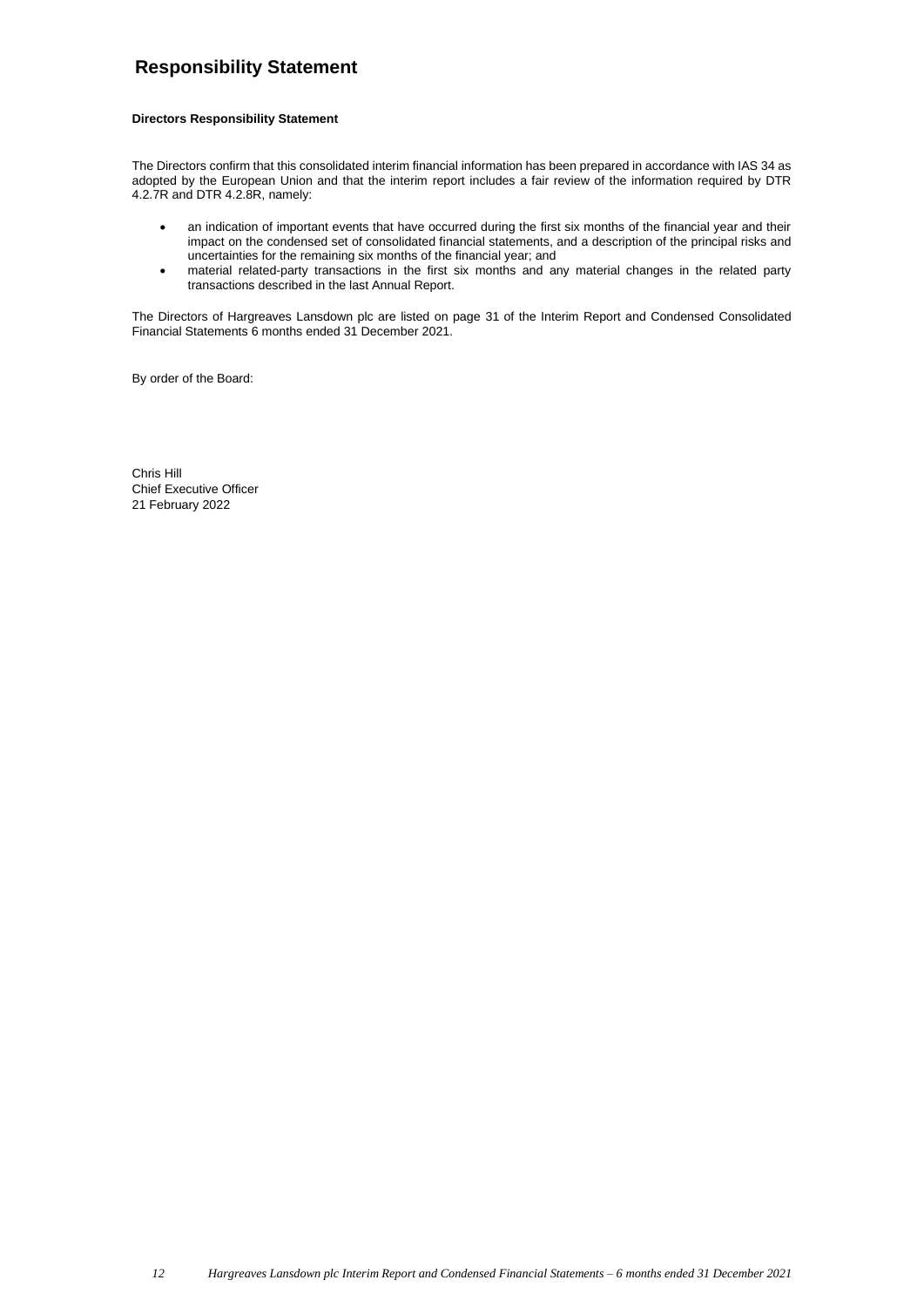# Responsibility Statement

**Directors Responsibility Statement**

The Directors confirm that this consolidated interim financial information has been prepared in accordance with IAS 34 as adopted by the European Union and that the interim report includes a fair review of the information required by DTR 4.2.7R and DTR 4.2.8R, namely:

- an indication of important events that have occurred during the first six months of the financial year and their impact on the condensed set of consolidated financial statements, and a description of the principal risks and uncertainties for the remaining six months of the financial year; and
- material related-party transactions in the first six months and any material changes in the related party transactions described in the last Annual Report.

The Directors of Hargreaves Lansdown plc are listed on page 31 of the Interim Report and Condensed Consolidated Financial Statements 6 months ended 31 December 2021.

By order of the Board:

Chris Hill
Chief Executive Officer
21 February 2022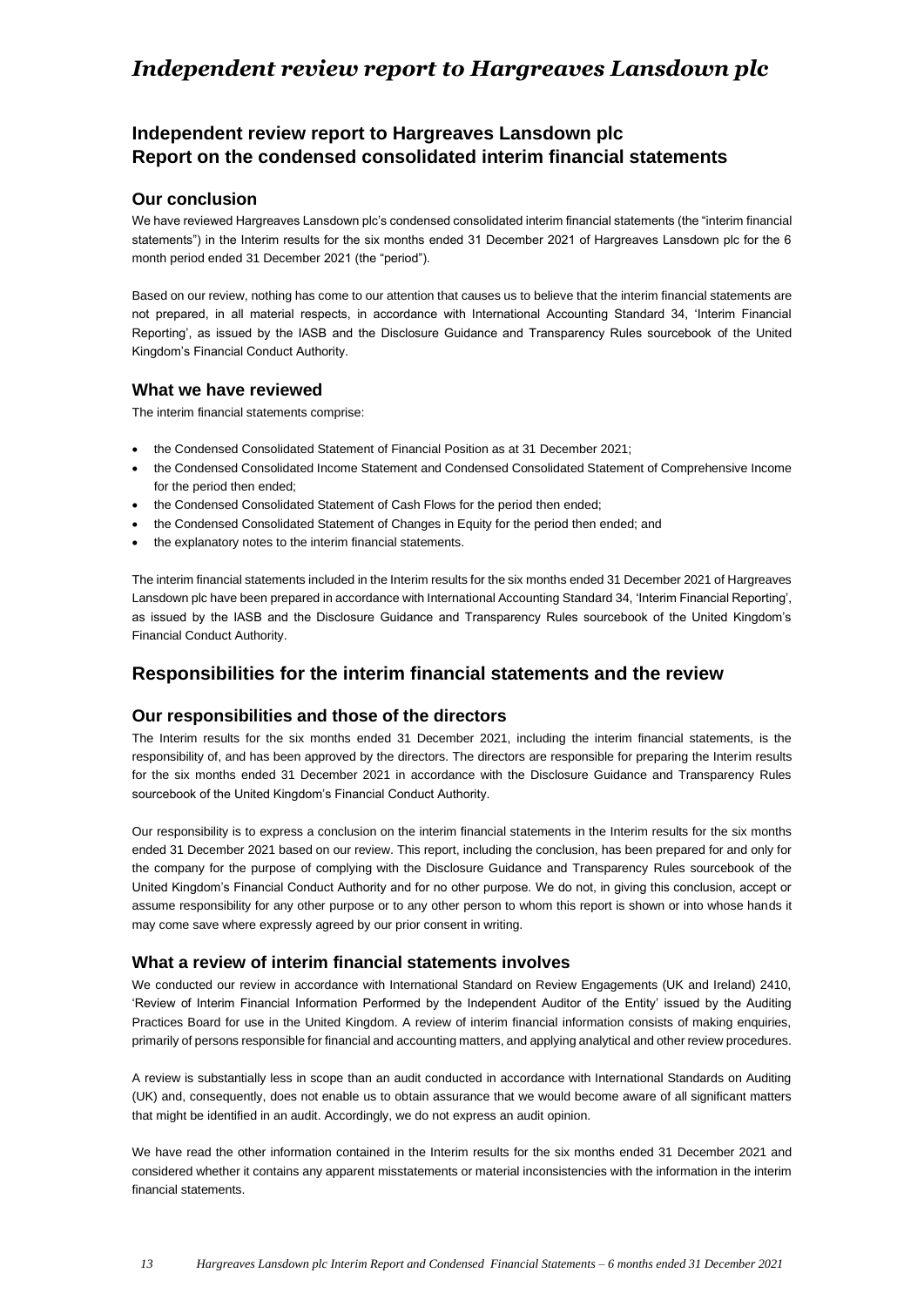# *Independent review report to Hargreaves Lansdown plc*

## Independent review report to Hargreaves Lansdown plc
## Report on the condensed consolidated interim financial statements

### Our conclusion

We have reviewed Hargreaves Lansdown plc's condensed consolidated interim financial statements (the "interim financial statements") in the Interim results for the six months ended 31 December 2021 of Hargreaves Lansdown plc for the 6 month period ended 31 December 2021 (the "period").

Based on our review, nothing has come to our attention that causes us to believe that the interim financial statements are not prepared, in all material respects, in accordance with International Accounting Standard 34, 'Interim Financial Reporting', as issued by the IASB and the Disclosure Guidance and Transparency Rules sourcebook of the United Kingdom's Financial Conduct Authority.

### What we have reviewed

The interim financial statements comprise:

- the Condensed Consolidated Statement of Financial Position as at 31 December 2021;
- the Condensed Consolidated Income Statement and Condensed Consolidated Statement of Comprehensive Income for the period then ended;
- the Condensed Consolidated Statement of Cash Flows for the period then ended;
- the Condensed Consolidated Statement of Changes in Equity for the period then ended; and
- the explanatory notes to the interim financial statements.

The interim financial statements included in the Interim results for the six months ended 31 December 2021 of Hargreaves Lansdown plc have been prepared in accordance with International Accounting Standard 34, 'Interim Financial Reporting', as issued by the IASB and the Disclosure Guidance and Transparency Rules sourcebook of the United Kingdom's Financial Conduct Authority.

## Responsibilities for the interim financial statements and the review

### Our responsibilities and those of the directors

The Interim results for the six months ended 31 December 2021, including the interim financial statements, is the responsibility of, and has been approved by the directors. The directors are responsible for preparing the Interim results for the six months ended 31 December 2021 in accordance with the Disclosure Guidance and Transparency Rules sourcebook of the United Kingdom's Financial Conduct Authority.

Our responsibility is to express a conclusion on the interim financial statements in the Interim results for the six months ended 31 December 2021 based on our review. This report, including the conclusion, has been prepared for and only for the company for the purpose of complying with the Disclosure Guidance and Transparency Rules sourcebook of the United Kingdom's Financial Conduct Authority and for no other purpose. We do not, in giving this conclusion, accept or assume responsibility for any other purpose or to any other person to whom this report is shown or into whose hands it may come save where expressly agreed by our prior consent in writing.

### What a review of interim financial statements involves

We conducted our review in accordance with International Standard on Review Engagements (UK and Ireland) 2410, 'Review of Interim Financial Information Performed by the Independent Auditor of the Entity' issued by the Auditing Practices Board for use in the United Kingdom. A review of interim financial information consists of making enquiries, primarily of persons responsible for financial and accounting matters, and applying analytical and other review procedures.

A review is substantially less in scope than an audit conducted in accordance with International Standards on Auditing (UK) and, consequently, does not enable us to obtain assurance that we would become aware of all significant matters that might be identified in an audit. Accordingly, we do not express an audit opinion.

We have read the other information contained in the Interim results for the six months ended 31 December 2021 and considered whether it contains any apparent misstatements or material inconsistencies with the information in the interim financial statements.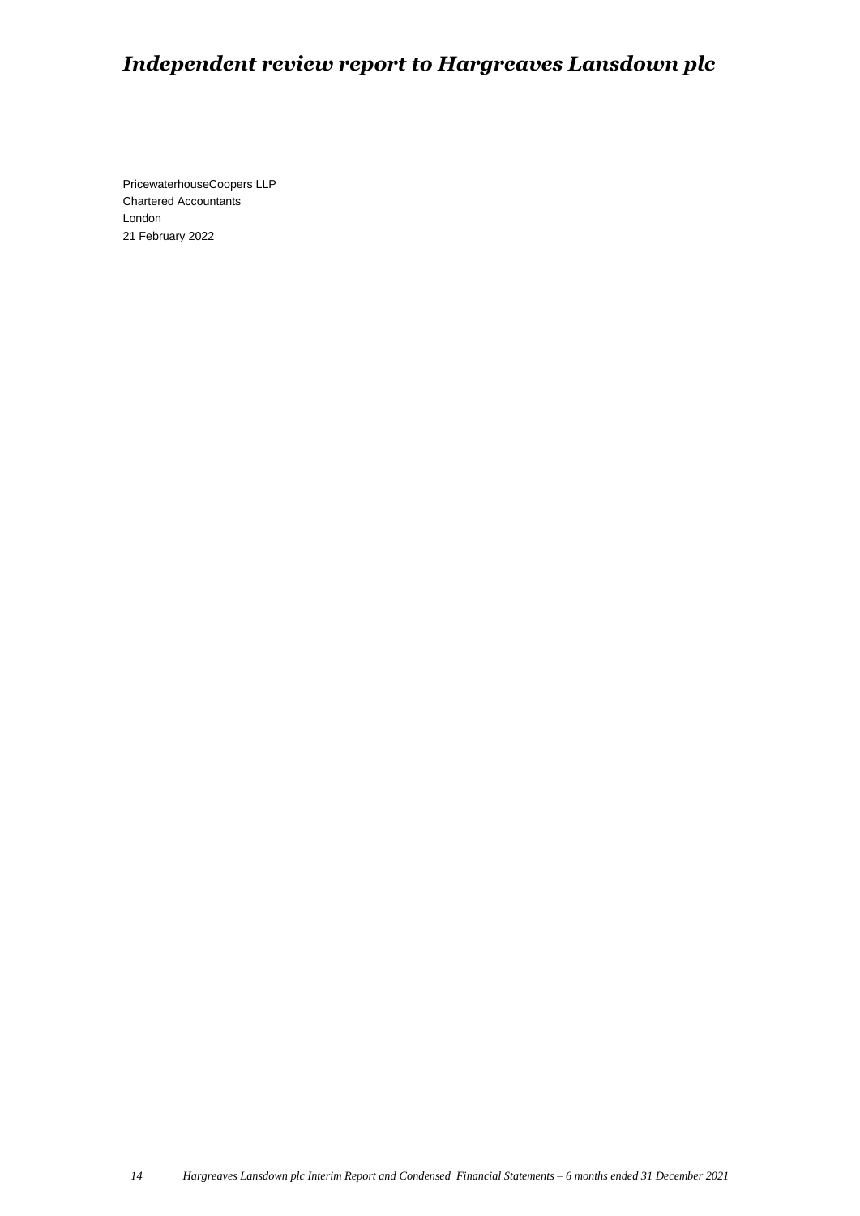# *Independent review report to Hargreaves Lansdown plc*

PricewaterhouseCoopers LLP
Chartered Accountants
London
21 February 2022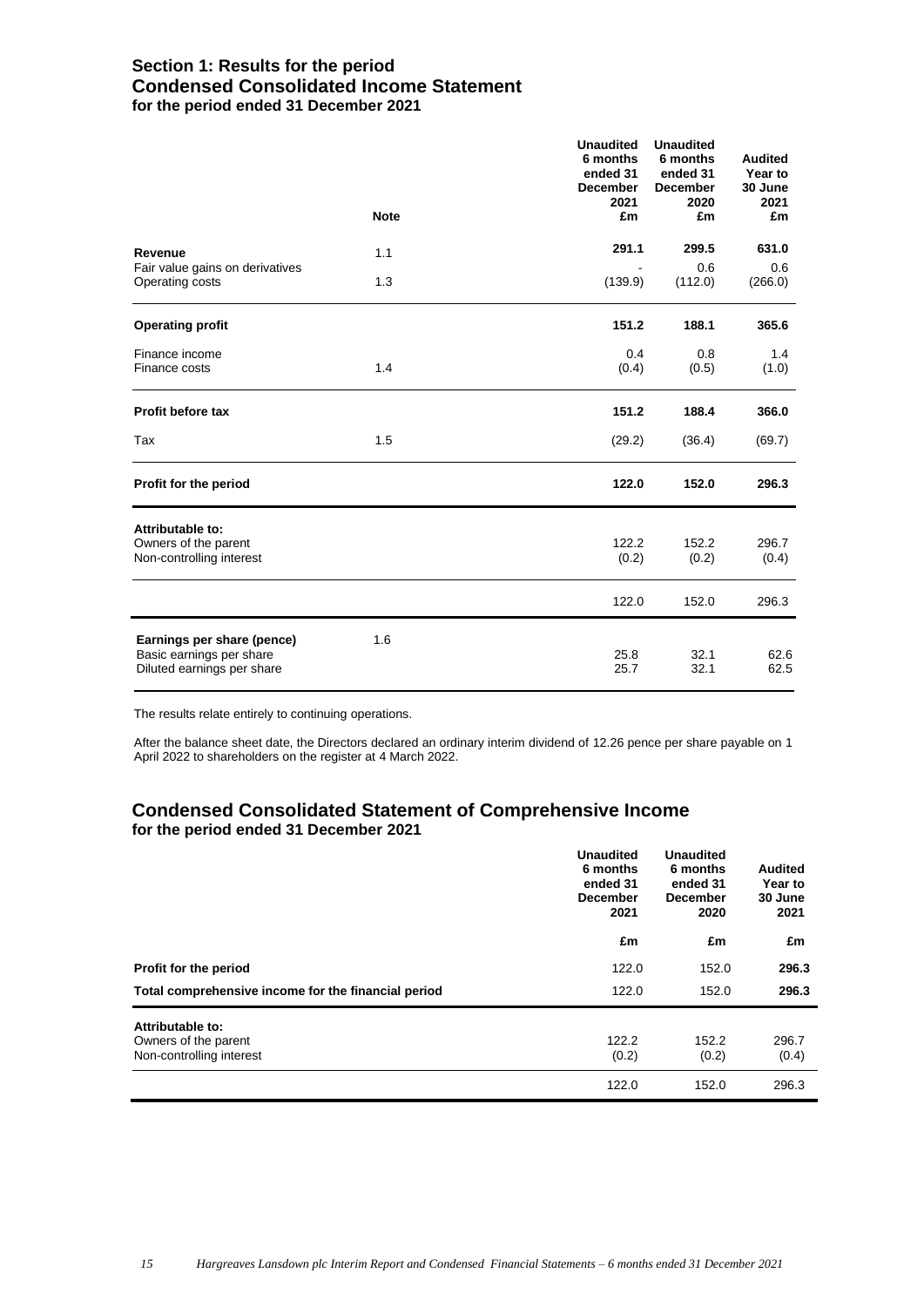## Section 1: Results for the period

## Condensed Consolidated Income Statement

**for the period ended 31 December 2021**

| | Note | Unaudited 6 months ended 31 December 2021 £m | Unaudited 6 months ended 31 December 2020 £m | Audited Year to 30 June 2021 £m |
|---|---|---|---|---|
| **Revenue** | 1.1 | **291.1** | **299.5** | **631.0** |
| Fair value gains on derivatives | | - | 0.6 | 0.6 |
| Operating costs | 1.3 | (139.9) | (112.0) | (266.0) |
| **Operating profit** | | **151.2** | **188.1** | **365.6** |
| Finance income | | 0.4 | 0.8 | 1.4 |
| Finance costs | 1.4 | (0.4) | (0.5) | (1.0) |
| **Profit before tax** | | **151.2** | **188.4** | **366.0** |
| Tax | 1.5 | (29.2) | (36.4) | (69.7) |
| **Profit for the period** | | **122.0** | **152.0** | **296.3** |
| **Attributable to:** | | | | |
| Owners of the parent | | 122.2 | 152.2 | 296.7 |
| Non-controlling interest | | (0.2) | (0.2) | (0.4) |
| | | 122.0 | 152.0 | 296.3 |
| **Earnings per share (pence)** | 1.6 | | | |
| Basic earnings per share | | 25.8 | 32.1 | 62.6 |
| Diluted earnings per share | | 25.7 | 32.1 | 62.5 |

The results relate entirely to continuing operations.

After the balance sheet date, the Directors declared an ordinary interim dividend of 12.26 pence per share payable on 1 April 2022 to shareholders on the register at 4 March 2022.

## Condensed Consolidated Statement of Comprehensive Income

**for the period ended 31 December 2021**

| | Unaudited 6 months ended 31 December 2021 £m | Unaudited 6 months ended 31 December 2020 £m | Audited Year to 30 June 2021 £m |
|---|---|---|---|
| **Profit for the period** | 122.0 | 152.0 | **296.3** |
| **Total comprehensive income for the financial period** | 122.0 | 152.0 | **296.3** |
| **Attributable to:** | | | |
| Owners of the parent | 122.2 | 152.2 | 296.7 |
| Non-controlling interest | (0.2) | (0.2) | (0.4) |
| | 122.0 | 152.0 | 296.3 |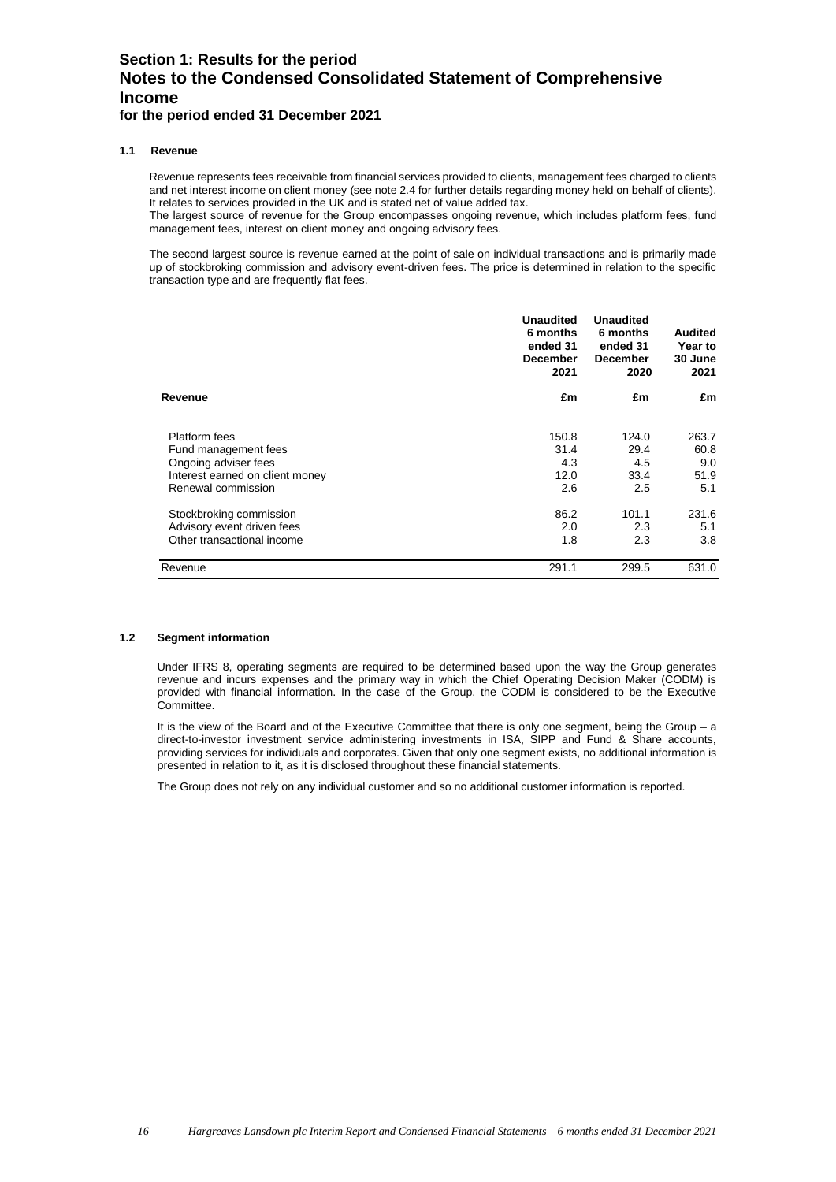# Section 1: Results for the period
# Notes to the Condensed Consolidated Statement of Comprehensive Income
## for the period ended 31 December 2021

### 1.1 Revenue

Revenue represents fees receivable from financial services provided to clients, management fees charged to clients and net interest income on client money (see note 2.4 for further details regarding money held on behalf of clients). It relates to services provided in the UK and is stated net of value added tax.
The largest source of revenue for the Group encompasses ongoing revenue, which includes platform fees, fund management fees, interest on client money and ongoing advisory fees.

The second largest source is revenue earned at the point of sale on individual transactions and is primarily made up of stockbroking commission and advisory event-driven fees. The price is determined in relation to the specific transaction type and are frequently flat fees.

| Revenue | Unaudited 6 months ended 31 December 2021 £m | Unaudited 6 months ended 31 December 2020 £m | Audited Year to 30 June 2021 £m |
|---|---|---|---|
| Platform fees | 150.8 | 124.0 | 263.7 |
| Fund management fees | 31.4 | 29.4 | 60.8 |
| Ongoing adviser fees | 4.3 | 4.5 | 9.0 |
| Interest earned on client money | 12.0 | 33.4 | 51.9 |
| Renewal commission | 2.6 | 2.5 | 5.1 |
| Stockbroking commission | 86.2 | 101.1 | 231.6 |
| Advisory event driven fees | 2.0 | 2.3 | 5.1 |
| Other transactional income | 1.8 | 2.3 | 3.8 |
| Revenue | 291.1 | 299.5 | 631.0 |

### 1.2 Segment information

Under IFRS 8, operating segments are required to be determined based upon the way the Group generates revenue and incurs expenses and the primary way in which the Chief Operating Decision Maker (CODM) is provided with financial information. In the case of the Group, the CODM is considered to be the Executive Committee.

It is the view of the Board and of the Executive Committee that there is only one segment, being the Group – a direct-to-investor investment service administering investments in ISA, SIPP and Fund & Share accounts, providing services for individuals and corporates. Given that only one segment exists, no additional information is presented in relation to it, as it is disclosed throughout these financial statements.

The Group does not rely on any individual customer and so no additional customer information is reported.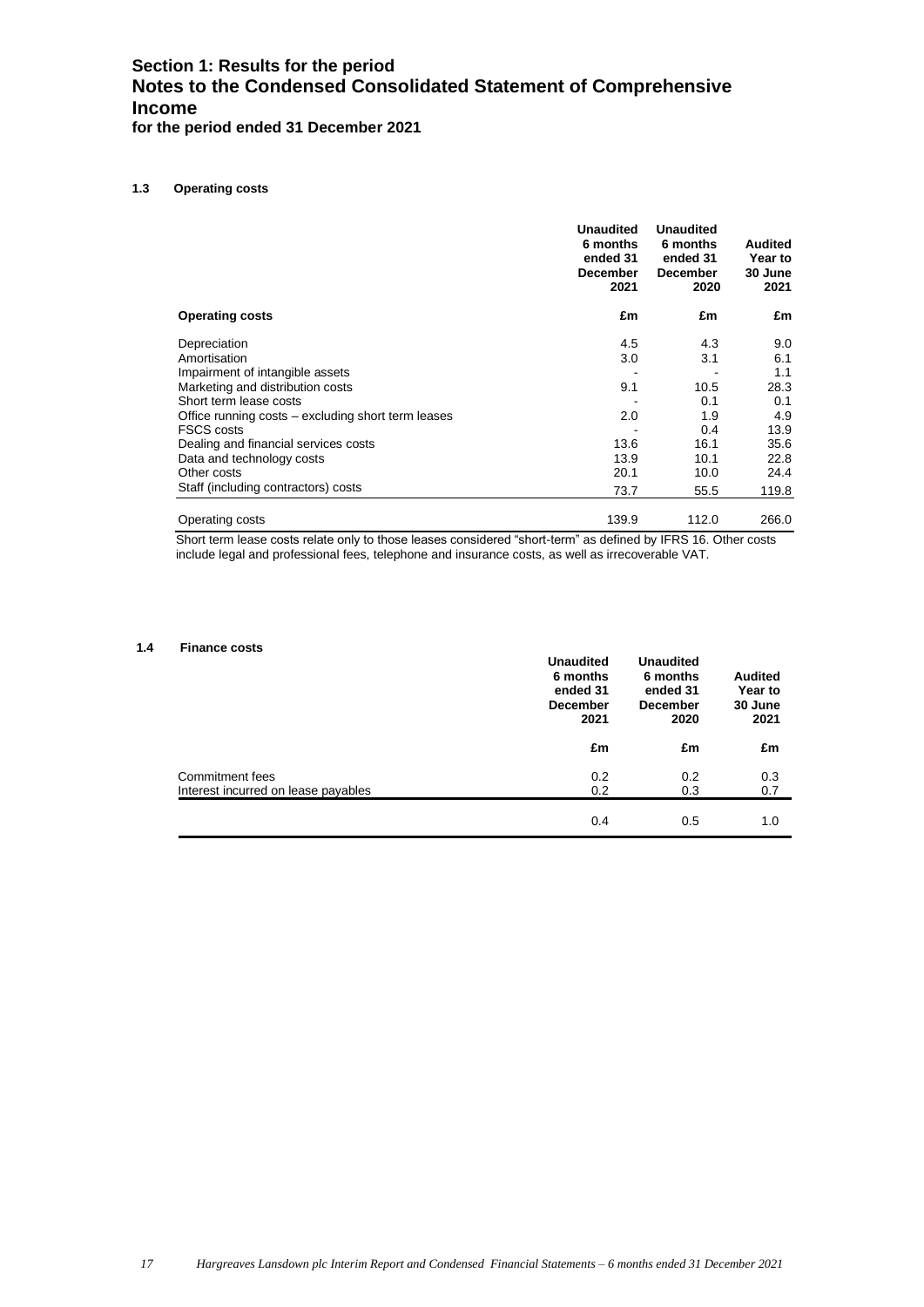# Section 1: Results for the period
# Notes to the Condensed Consolidated Statement of Comprehensive Income
**for the period ended 31 December 2021**

### 1.3 Operating costs

| Operating costs | Unaudited 6 months ended 31 December 2021 £m | Unaudited 6 months ended 31 December 2020 £m | Audited Year to 30 June 2021 £m |
|---|---|---|---|
| Depreciation | 4.5 | 4.3 | 9.0 |
| Amortisation | 3.0 | 3.1 | 6.1 |
| Impairment of intangible assets | - | - | 1.1 |
| Marketing and distribution costs | 9.1 | 10.5 | 28.3 |
| Short term lease costs | - | 0.1 | 0.1 |
| Office running costs – excluding short term leases | 2.0 | 1.9 | 4.9 |
| FSCS costs | - | 0.4 | 13.9 |
| Dealing and financial services costs | 13.6 | 16.1 | 35.6 |
| Data and technology costs | 13.9 | 10.1 | 22.8 |
| Other costs | 20.1 | 10.0 | 24.4 |
| Staff (including contractors) costs | 73.7 | 55.5 | 119.8 |
| Operating costs | 139.9 | 112.0 | 266.0 |

Short term lease costs relate only to those leases considered "short-term" as defined by IFRS 16. Other costs include legal and professional fees, telephone and insurance costs, as well as irrecoverable VAT.

### 1.4 Finance costs

| | Unaudited 6 months ended 31 December 2021 £m | Unaudited 6 months ended 31 December 2020 £m | Audited Year to 30 June 2021 £m |
|---|---|---|---|
| Commitment fees | 0.2 | 0.2 | 0.3 |
| Interest incurred on lease payables | 0.2 | 0.3 | 0.7 |
| | 0.4 | 0.5 | 1.0 |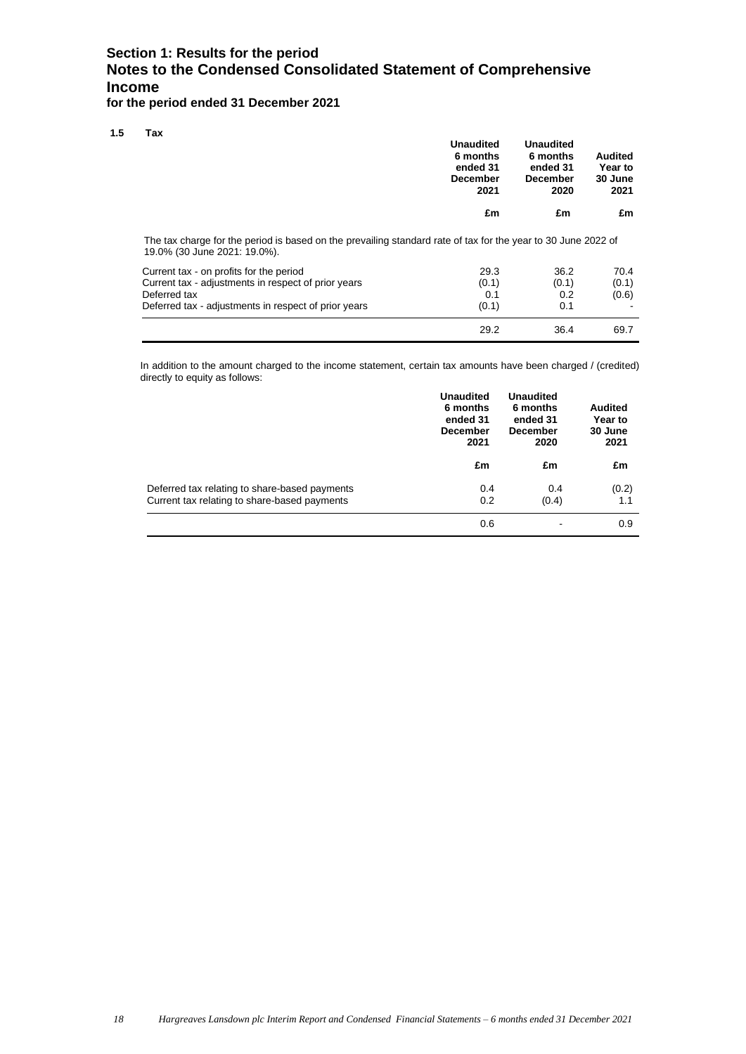# Section 1: Results for the period
# Notes to the Condensed Consolidated Statement of Comprehensive Income
**for the period ended 31 December 2021**

### 1.5 Tax

| | Unaudited 6 months ended 31 December 2021 | Unaudited 6 months ended 31 December 2020 | Audited Year to 30 June 2021 |
|---|---|---|---|
| | £m | £m | £m |

The tax charge for the period is based on the prevailing standard rate of tax for the year to 30 June 2022 of 19.0% (30 June 2021: 19.0%).

| | Unaudited 6 months ended 31 December 2021 | Unaudited 6 months ended 31 December 2020 | Audited Year to 30 June 2021 |
|---|---|---|---|
| | £m | £m | £m |
| Current tax - on profits for the period | 29.3 | 36.2 | 70.4 |
| Current tax - adjustments in respect of prior years | (0.1) | (0.1) | (0.1) |
| Deferred tax | 0.1 | 0.2 | (0.6) |
| Deferred tax - adjustments in respect of prior years | (0.1) | 0.1 | - |
| | 29.2 | 36.4 | 69.7 |

In addition to the amount charged to the income statement, certain tax amounts have been charged / (credited) directly to equity as follows:

| | Unaudited 6 months ended 31 December 2021 | Unaudited 6 months ended 31 December 2020 | Audited Year to 30 June 2021 |
|---|---|---|---|
| | £m | £m | £m |
| Deferred tax relating to share-based payments | 0.4 | 0.4 | (0.2) |
| Current tax relating to share-based payments | 0.2 | (0.4) | 1.1 |
| | 0.6 | - | 0.9 |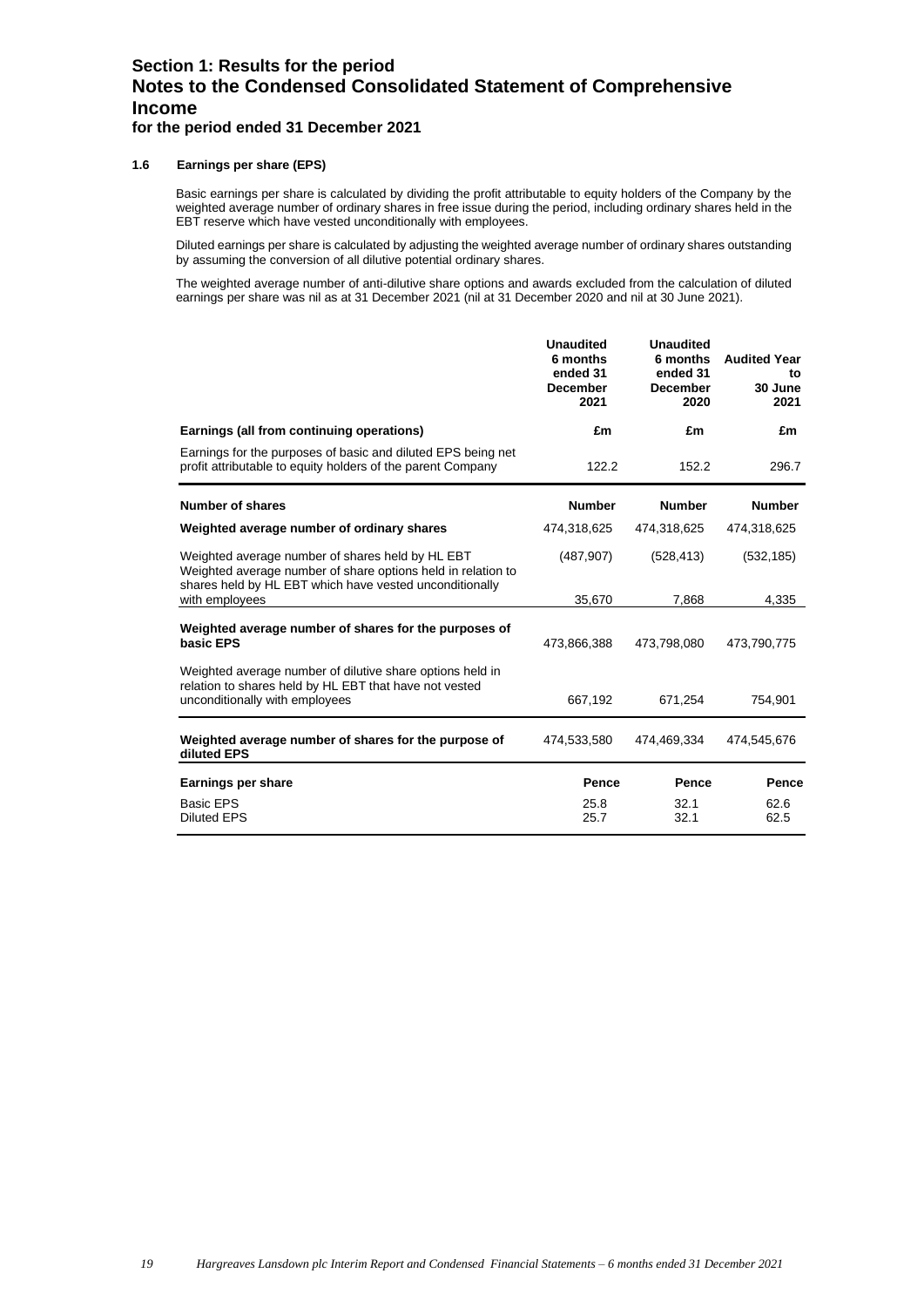# Section 1: Results for the period
# Notes to the Condensed Consolidated Statement of Comprehensive Income
## for the period ended 31 December 2021

### 1.6 Earnings per share (EPS)

Basic earnings per share is calculated by dividing the profit attributable to equity holders of the Company by the weighted average number of ordinary shares in free issue during the period, including ordinary shares held in the EBT reserve which have vested unconditionally with employees.

Diluted earnings per share is calculated by adjusting the weighted average number of ordinary shares outstanding by assuming the conversion of all dilutive potential ordinary shares.

The weighted average number of anti-dilutive share options and awards excluded from the calculation of diluted earnings per share was nil as at 31 December 2021 (nil at 31 December 2020 and nil at 30 June 2021).

| | Unaudited 6 months ended 31 December 2021 | Unaudited 6 months ended 31 December 2020 | Audited Year to 30 June 2021 |
|---|---|---|---|
| **Earnings (all from continuing operations)** | **£m** | **£m** | **£m** |
| Earnings for the purposes of basic and diluted EPS being net profit attributable to equity holders of the parent Company | 122.2 | 152.2 | 296.7 |
| **Number of shares** | **Number** | **Number** | **Number** |
| **Weighted average number of ordinary shares** | 474,318,625 | 474,318,625 | 474,318,625 |
| Weighted average number of shares held by HL EBT | (487,907) | (528,413) | (532,185) |
| Weighted average number of share options held in relation to shares held by HL EBT which have vested unconditionally with employees | 35,670 | 7,868 | 4,335 |
| **Weighted average number of shares for the purposes of basic EPS** | 473,866,388 | 473,798,080 | 473,790,775 |
| Weighted average number of dilutive share options held in relation to shares held by HL EBT that have not vested unconditionally with employees | 667,192 | 671,254 | 754,901 |
| **Weighted average number of shares for the purpose of diluted EPS** | 474,533,580 | 474,469,334 | 474,545,676 |
| **Earnings per share** | **Pence** | **Pence** | **Pence** |
| Basic EPS | 25.8 | 32.1 | 62.6 |
| Diluted EPS | 25.7 | 32.1 | 62.5 |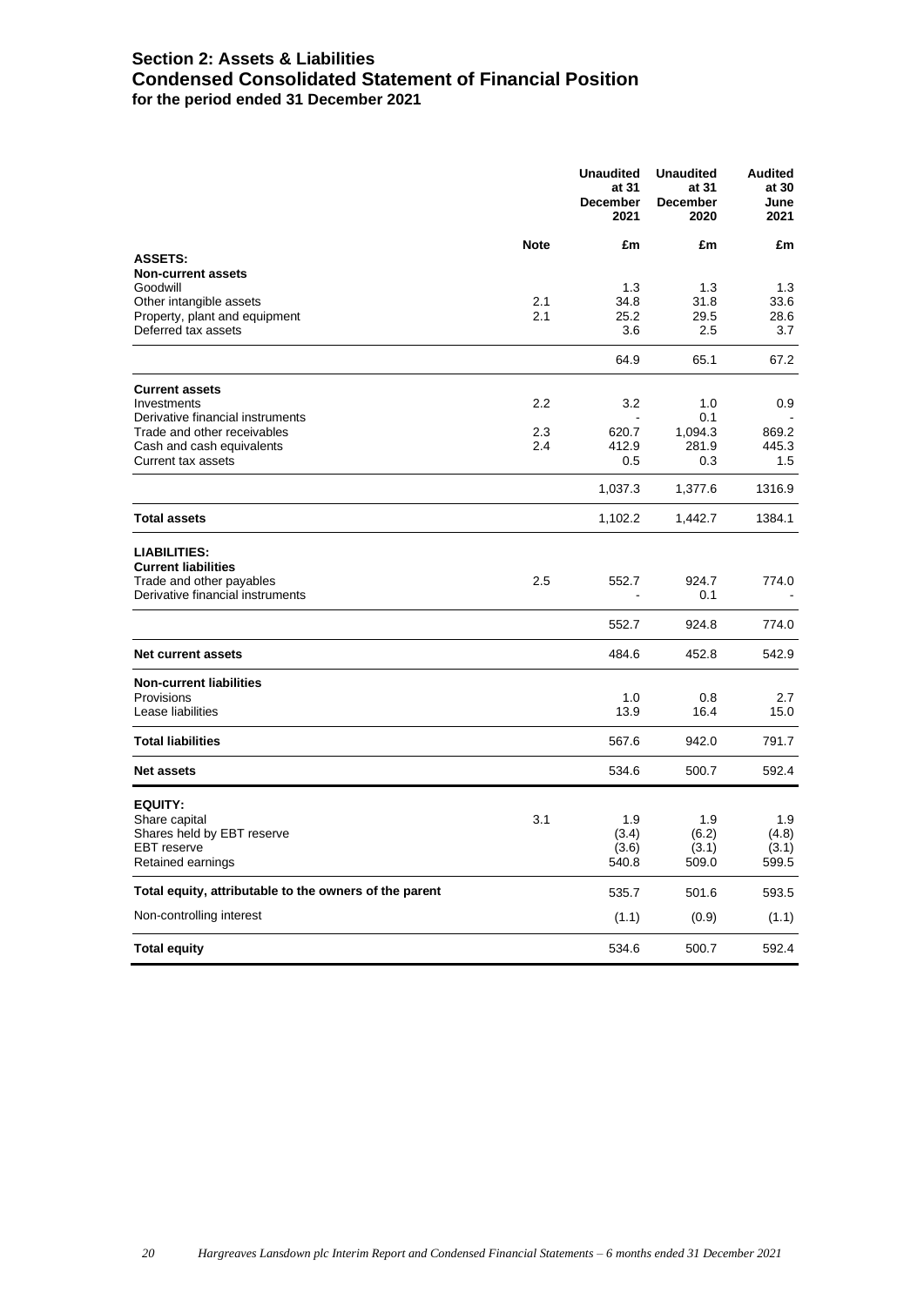# Section 2: Assets & Liabilities
## Condensed Consolidated Statement of Financial Position
**for the period ended 31 December 2021**

| | Note | Unaudited at 31 December 2021 | Unaudited at 31 December 2020 | Audited at 30 June 2021 |
|---|---|---|---|---|
| | | £m | £m | £m |
| **ASSETS:** | | | | |
| **Non-current assets** | | | | |
| Goodwill | | 1.3 | 1.3 | 1.3 |
| Other intangible assets | 2.1 | 34.8 | 31.8 | 33.6 |
| Property, plant and equipment | 2.1 | 25.2 | 29.5 | 28.6 |
| Deferred tax assets | | 3.6 | 2.5 | 3.7 |
| | | 64.9 | 65.1 | 67.2 |
| **Current assets** | | | | |
| Investments | 2.2 | 3.2 | 1.0 | 0.9 |
| Derivative financial instruments | | - | 0.1 | - |
| Trade and other receivables | 2.3 | 620.7 | 1,094.3 | 869.2 |
| Cash and cash equivalents | 2.4 | 412.9 | 281.9 | 445.3 |
| Current tax assets | | 0.5 | 0.3 | 1.5 |
| | | 1,037.3 | 1,377.6 | 1316.9 |
| **Total assets** | | 1,102.2 | 1,442.7 | 1384.1 |
| **LIABILITIES:** | | | | |
| **Current liabilities** | | | | |
| Trade and other payables | 2.5 | 552.7 | 924.7 | 774.0 |
| Derivative financial instruments | | - | 0.1 | - |
| | | 552.7 | 924.8 | 774.0 |
| **Net current assets** | | 484.6 | 452.8 | 542.9 |
| **Non-current liabilities** | | | | |
| Provisions | | 1.0 | 0.8 | 2.7 |
| Lease liabilities | | 13.9 | 16.4 | 15.0 |
| **Total liabilities** | | 567.6 | 942.0 | 791.7 |
| **Net assets** | | 534.6 | 500.7 | 592.4 |
| **EQUITY:** | | | | |
| Share capital | 3.1 | 1.9 | 1.9 | 1.9 |
| Shares held by EBT reserve | | (3.4) | (6.2) | (4.8) |
| EBT reserve | | (3.6) | (3.1) | (3.1) |
| Retained earnings | | 540.8 | 509.0 | 599.5 |
| **Total equity, attributable to the owners of the parent** | | 535.7 | 501.6 | 593.5 |
| Non-controlling interest | | (1.1) | (0.9) | (1.1) |
| **Total equity** | | 534.6 | 500.7 | 592.4 |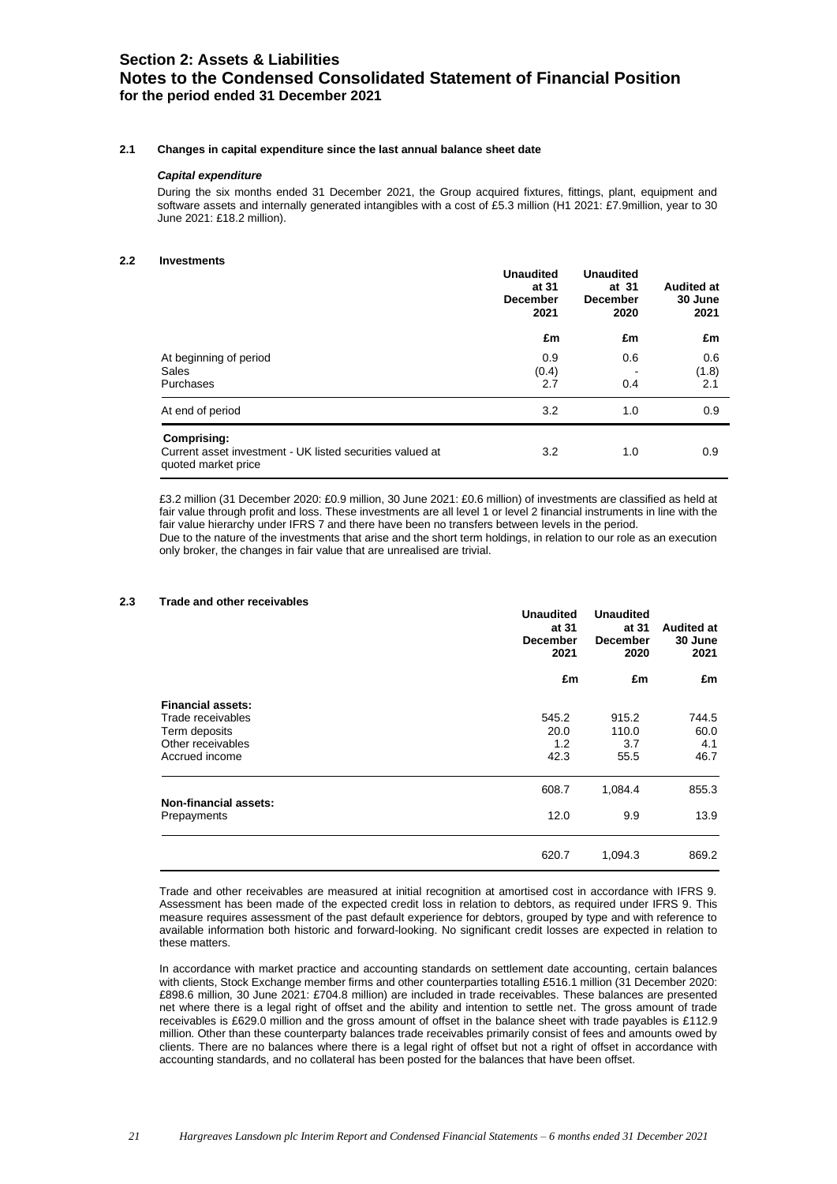# Section 2: Assets & Liabilities
# Notes to the Condensed Consolidated Statement of Financial Position
**for the period ended 31 December 2021**

### 2.1 Changes in capital expenditure since the last annual balance sheet date

***Capital expenditure***

During the six months ended 31 December 2021, the Group acquired fixtures, fittings, plant, equipment and software assets and internally generated intangibles with a cost of £5.3 million (H1 2021: £7.9million, year to 30 June 2021: £18.2 million).

### 2.2 Investments

| | Unaudited at 31 December 2021 | Unaudited at 31 December 2020 | Audited at 30 June 2021 |
|---|---|---|---|
| | £m | £m | £m |
| At beginning of period | 0.9 | 0.6 | 0.6 |
| Sales | (0.4) | - | (1.8) |
| Purchases | 2.7 | 0.4 | 2.1 |
| At end of period | 3.2 | 1.0 | 0.9 |
| **Comprising:** | | | |
| Current asset investment - UK listed securities valued at quoted market price | 3.2 | 1.0 | 0.9 |

£3.2 million (31 December 2020: £0.9 million, 30 June 2021: £0.6 million) of investments are classified as held at fair value through profit and loss. These investments are all level 1 or level 2 financial instruments in line with the fair value hierarchy under IFRS 7 and there have been no transfers between levels in the period.
Due to the nature of the investments that arise and the short term holdings, in relation to our role as an execution only broker, the changes in fair value that are unrealised are trivial.

### 2.3 Trade and other receivables

| | Unaudited at 31 December 2021 | Unaudited at 31 December 2020 | Audited at 30 June 2021 |
|---|---|---|---|
| | £m | £m | £m |
| **Financial assets:** | | | |
| Trade receivables | 545.2 | 915.2 | 744.5 |
| Term deposits | 20.0 | 110.0 | 60.0 |
| Other receivables | 1.2 | 3.7 | 4.1 |
| Accrued income | 42.3 | 55.5 | 46.7 |
| | 608.7 | 1,084.4 | 855.3 |
| **Non-financial assets:** | | | |
| Prepayments | 12.0 | 9.9 | 13.9 |
| | 620.7 | 1,094.3 | 869.2 |

Trade and other receivables are measured at initial recognition at amortised cost in accordance with IFRS 9. Assessment has been made of the expected credit loss in relation to debtors, as required under IFRS 9. This measure requires assessment of the past default experience for debtors, grouped by type and with reference to available information both historic and forward-looking. No significant credit losses are expected in relation to these matters.

In accordance with market practice and accounting standards on settlement date accounting, certain balances with clients, Stock Exchange member firms and other counterparties totalling £516.1 million (31 December 2020: £898.6 million, 30 June 2021: £704.8 million) are included in trade receivables. These balances are presented net where there is a legal right of offset and the ability and intention to settle net. The gross amount of trade receivables is £629.0 million and the gross amount of offset in the balance sheet with trade payables is £112.9 million. Other than these counterparty balances trade receivables primarily consist of fees and amounts owed by clients. There are no balances where there is a legal right of offset but not a right of offset in accordance with accounting standards, and no collateral has been posted for the balances that have been offset.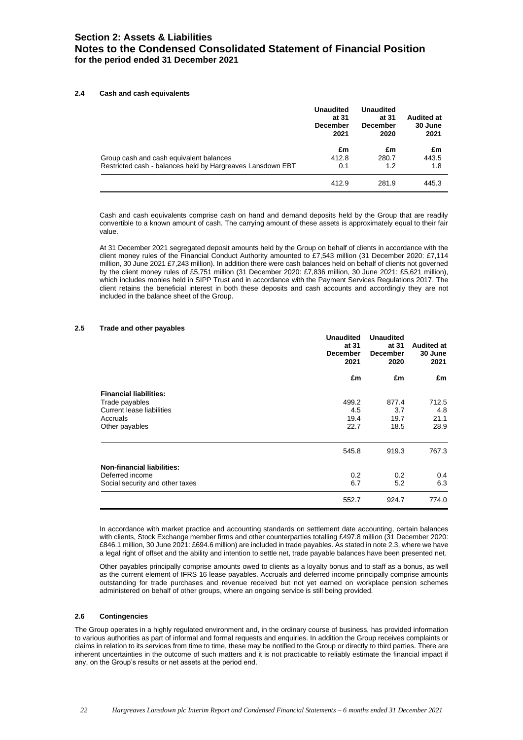# Section 2: Assets & Liabilities
# Notes to the Condensed Consolidated Statement of Financial Position
**for the period ended 31 December 2021**

### 2.4 Cash and cash equivalents

| | Unaudited at 31 December 2021 | Unaudited at 31 December 2020 | Audited at 30 June 2021 |
|---|---|---|---|
| | £m | £m | £m |
| Group cash and cash equivalent balances | 412.8 | 280.7 | 443.5 |
| Restricted cash - balances held by Hargreaves Lansdown EBT | 0.1 | 1.2 | 1.8 |
| | 412.9 | 281.9 | 445.3 |

Cash and cash equivalents comprise cash on hand and demand deposits held by the Group that are readily convertible to a known amount of cash. The carrying amount of these assets is approximately equal to their fair value.

At 31 December 2021 segregated deposit amounts held by the Group on behalf of clients in accordance with the client money rules of the Financial Conduct Authority amounted to £7,543 million (31 December 2020: £7,114 million, 30 June 2021 £7,243 million). In addition there were cash balances held on behalf of clients not governed by the client money rules of £5,751 million (31 December 2020: £7,836 million, 30 June 2021: £5,621 million), which includes monies held in SIPP Trust and in accordance with the Payment Services Regulations 2017. The client retains the beneficial interest in both these deposits and cash accounts and accordingly they are not included in the balance sheet of the Group.

### 2.5 Trade and other payables

| | Unaudited at 31 December 2021 | Unaudited at 31 December 2020 | Audited at 30 June 2021 |
|---|---|---|---|
| | £m | £m | £m |
| **Financial liabilities:** | | | |
| Trade payables | 499.2 | 877.4 | 712.5 |
| Current lease liabilities | 4.5 | 3.7 | 4.8 |
| Accruals | 19.4 | 19.7 | 21.1 |
| Other payables | 22.7 | 18.5 | 28.9 |
| | 545.8 | 919.3 | 767.3 |
| **Non-financial liabilities:** | | | |
| Deferred income | 0.2 | 0.2 | 0.4 |
| Social security and other taxes | 6.7 | 5.2 | 6.3 |
| | 552.7 | 924.7 | 774.0 |

In accordance with market practice and accounting standards on settlement date accounting, certain balances with clients, Stock Exchange member firms and other counterparties totalling £497.8 million (31 December 2020: £846.1 million, 30 June 2021: £694.6 million) are included in trade payables. As stated in note 2.3, where we have a legal right of offset and the ability and intention to settle net, trade payable balances have been presented net.

Other payables principally comprise amounts owed to clients as a loyalty bonus and to staff as a bonus, as well as the current element of IFRS 16 lease payables. Accruals and deferred income principally comprise amounts outstanding for trade purchases and revenue received but not yet earned on workplace pension schemes administered on behalf of other groups, where an ongoing service is still being provided.

### 2.6 Contingencies

The Group operates in a highly regulated environment and, in the ordinary course of business, has provided information to various authorities as part of informal and formal requests and enquiries. In addition the Group receives complaints or claims in relation to its services from time to time, these may be notified to the Group or directly to third parties. There are inherent uncertainties in the outcome of such matters and it is not practicable to reliably estimate the financial impact if any, on the Group's results or net assets at the period end.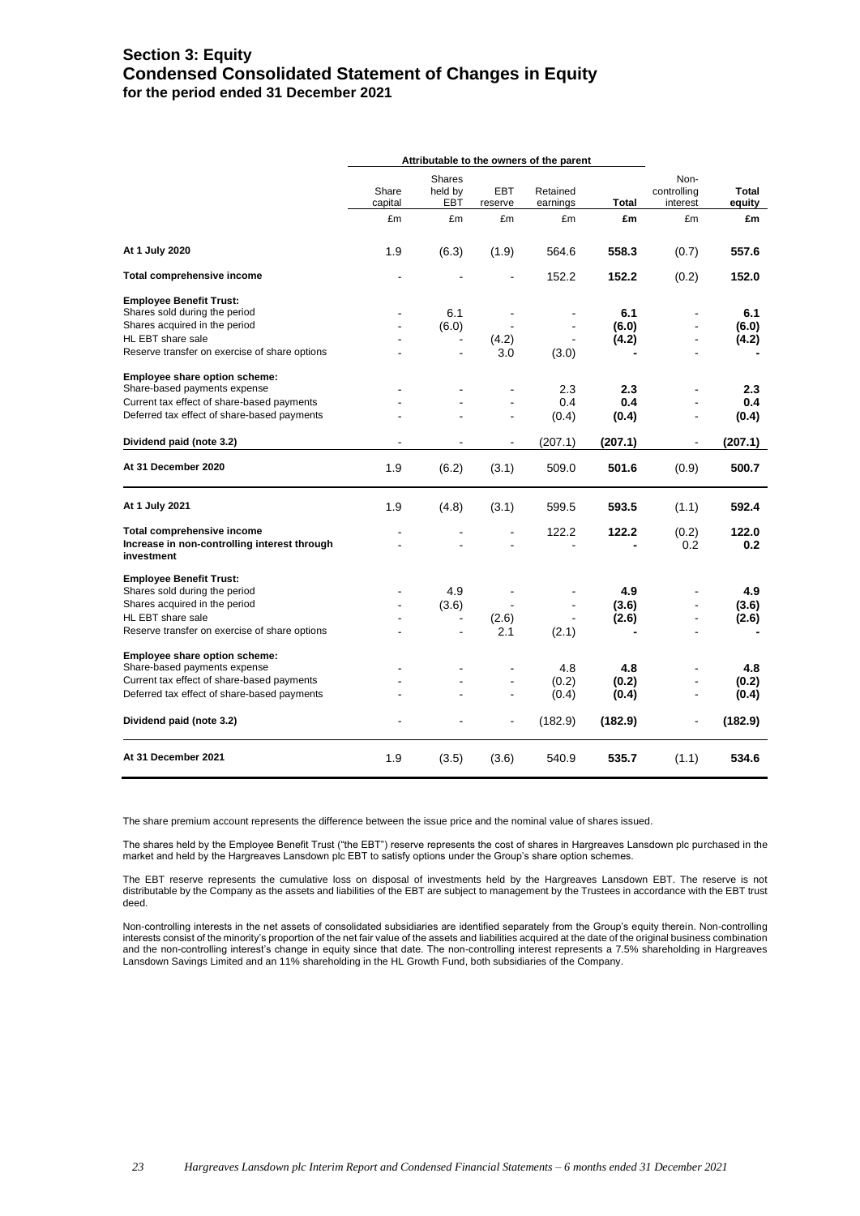# Section 3: Equity
## Condensed Consolidated Statement of Changes in Equity
### for the period ended 31 December 2021

| | Attributable to the owners of the parent | | | | | | |
|---|---|---|---|---|---|---|---|
| | Share capital | Shares held by EBT | EBT reserve | Retained earnings | **Total** | Non-controlling interest | **Total equity** |
| | £m | £m | £m | £m | **£m** | £m | **£m** |
| **At 1 July 2020** | 1.9 | (6.3) | (1.9) | 564.6 | **558.3** | (0.7) | **557.6** |
| **Total comprehensive income** | - | - | - | 152.2 | **152.2** | (0.2) | **152.0** |
| **Employee Benefit Trust:** | | | | | | | |
| Shares sold during the period | - | 6.1 | - | - | **6.1** | - | **6.1** |
| Shares acquired in the period | - | (6.0) | - | - | **(6.0)** | - | **(6.0)** |
| HL EBT share sale | - | - | (4.2) | - | **(4.2)** | - | **(4.2)** |
| Reserve transfer on exercise of share options | - | - | 3.0 | (3.0) | **-** | - | **-** |
| **Employee share option scheme:** | | | | | | | |
| Share-based payments expense | - | - | - | 2.3 | **2.3** | - | **2.3** |
| Current tax effect of share-based payments | - | - | - | 0.4 | **0.4** | - | **0.4** |
| Deferred tax effect of share-based payments | - | - | - | (0.4) | **(0.4)** | - | **(0.4)** |
| **Dividend paid (note 3.2)** | - | - | - | (207.1) | **(207.1)** | - | **(207.1)** |
| **At 31 December 2020** | 1.9 | (6.2) | (3.1) | 509.0 | **501.6** | (0.9) | **500.7** |
| **At 1 July 2021** | 1.9 | (4.8) | (3.1) | 599.5 | **593.5** | (1.1) | **592.4** |
| **Total comprehensive income** | - | - | - | 122.2 | **122.2** | (0.2) | **122.0** |
| **Increase in non-controlling interest through investment** | - | - | - | - | **-** | 0.2 | **0.2** |
| **Employee Benefit Trust:** | | | | | | | |
| Shares sold during the period | - | 4.9 | - | - | **4.9** | - | **4.9** |
| Shares acquired in the period | - | (3.6) | - | - | **(3.6)** | - | **(3.6)** |
| HL EBT share sale | - | - | (2.6) | - | **(2.6)** | - | **(2.6)** |
| Reserve transfer on exercise of share options | - | - | 2.1 | (2.1) | **-** | - | **-** |
| **Employee share option scheme:** | | | | | | | |
| Share-based payments expense | - | - | - | 4.8 | **4.8** | - | **4.8** |
| Current tax effect of share-based payments | - | - | - | (0.2) | **(0.2)** | - | **(0.2)** |
| Deferred tax effect of share-based payments | - | - | - | (0.4) | **(0.4)** | - | **(0.4)** |
| **Dividend paid (note 3.2)** | - | - | - | (182.9) | **(182.9)** | - | **(182.9)** |
| **At 31 December 2021** | 1.9 | (3.5) | (3.6) | 540.9 | **535.7** | (1.1) | **534.6** |

The share premium account represents the difference between the issue price and the nominal value of shares issued.

The shares held by the Employee Benefit Trust ("the EBT") reserve represents the cost of shares in Hargreaves Lansdown plc purchased in the market and held by the Hargreaves Lansdown plc EBT to satisfy options under the Group's share option schemes.

The EBT reserve represents the cumulative loss on disposal of investments held by the Hargreaves Lansdown EBT. The reserve is not distributable by the Company as the assets and liabilities of the EBT are subject to management by the Trustees in accordance with the EBT trust deed.

Non-controlling interests in the net assets of consolidated subsidiaries are identified separately from the Group's equity therein. Non-controlling interests consist of the minority's proportion of the net fair value of the assets and liabilities acquired at the date of the original business combination and the non-controlling interest's change in equity since that date. The non-controlling interest represents a 7.5% shareholding in Hargreaves Lansdown Savings Limited and an 11% shareholding in the HL Growth Fund, both subsidiaries of the Company.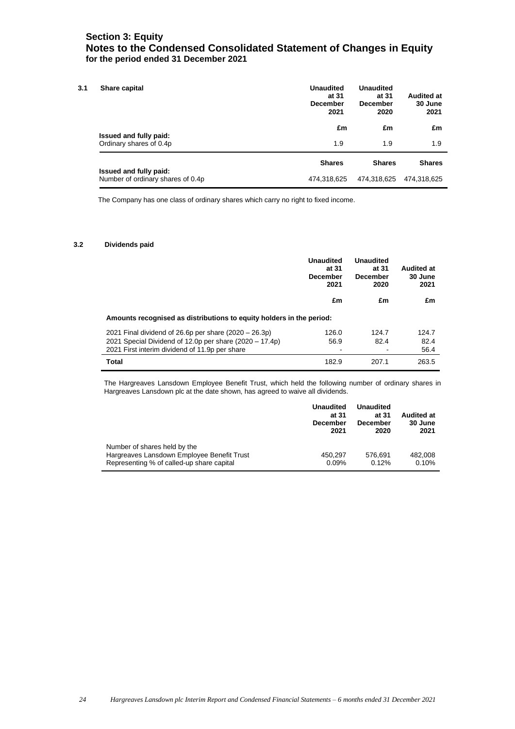## Section 3: Equity
## Notes to the Condensed Consolidated Statement of Changes in Equity
### for the period ended 31 December 2021

**3.1 Share capital**

| | Unaudited at 31 December 2021 | Unaudited at 31 December 2020 | Audited at 30 June 2021 |
|---|---|---|---|
| | £m | £m | £m |
| **Issued and fully paid:** | | | |
| Ordinary shares of 0.4p | 1.9 | 1.9 | 1.9 |
| | **Shares** | **Shares** | **Shares** |
| **Issued and fully paid:** | | | |
| Number of ordinary shares of 0.4p | 474,318,625 | 474,318,625 | 474,318,625 |

The Company has one class of ordinary shares which carry no right to fixed income.

**3.2 Dividends paid**

| | Unaudited at 31 December 2021 | Unaudited at 31 December 2020 | Audited at 30 June 2021 |
|---|---|---|---|
| | £m | £m | £m |
| **Amounts recognised as distributions to equity holders in the period:** | | | |
| 2021 Final dividend of 26.6p per share (2020 – 26.3p) | 126.0 | 124.7 | 124.7 |
| 2021 Special Dividend of 12.0p per share (2020 – 17.4p) | 56.9 | 82.4 | 82.4 |
| 2021 First interim dividend of 11.9p per share | - | - | 56.4 |
| **Total** | 182.9 | 207.1 | 263.5 |

The Hargreaves Lansdown Employee Benefit Trust, which held the following number of ordinary shares in Hargreaves Lansdown plc at the date shown, has agreed to waive all dividends.

| | Unaudited at 31 December 2021 | Unaudited at 31 December 2020 | Audited at 30 June 2021 |
|---|---|---|---|
| Number of shares held by the Hargreaves Lansdown Employee Benefit Trust | 450,297 | 576,691 | 482,008 |
| Representing % of called-up share capital | 0.09% | 0.12% | 0.10% |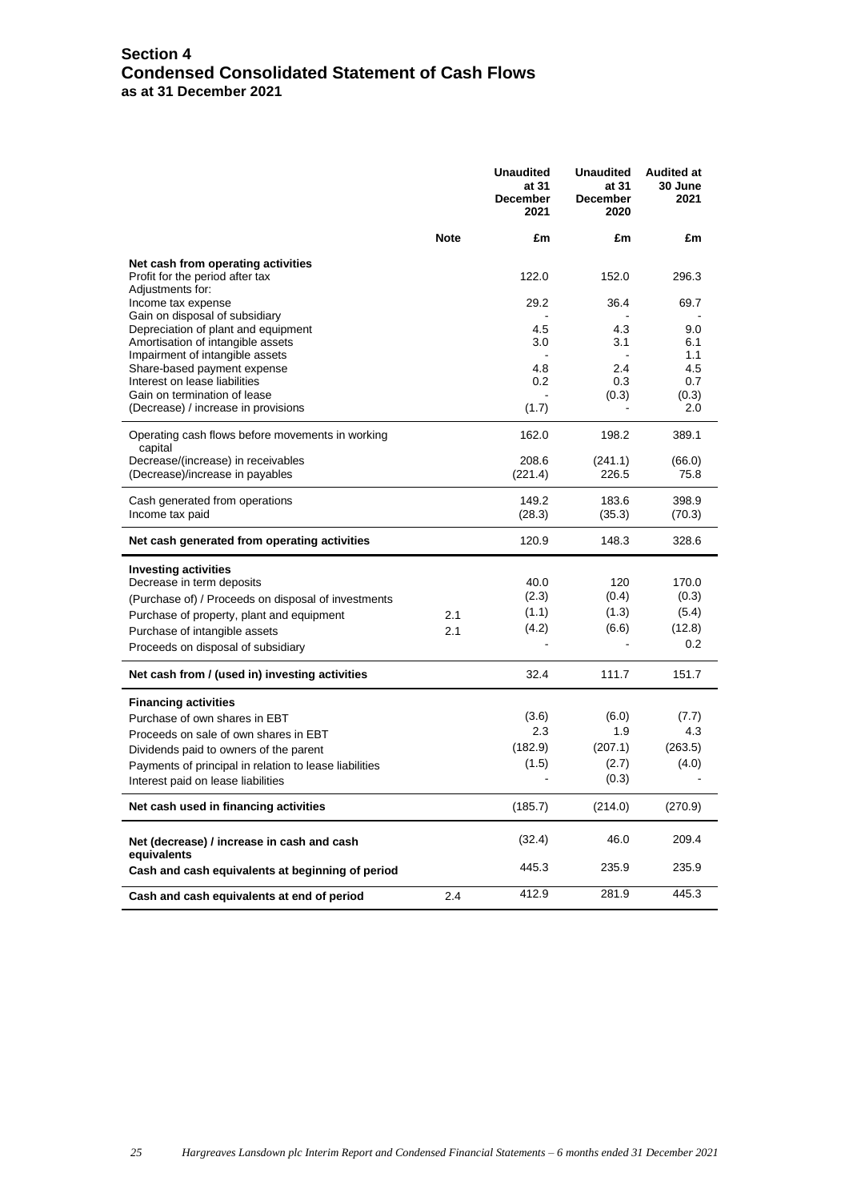# Section 4
## Condensed Consolidated Statement of Cash Flows
### as at 31 December 2021

| | Note | Unaudited at 31 December 2021 | Unaudited at 31 December 2020 | Audited at 30 June 2021 |
|---|---|---|---|---|
| | | £m | £m | £m |
| **Net cash from operating activities** | | | | |
| Profit for the period after tax | | 122.0 | 152.0 | 296.3 |
| Adjustments for: | | | | |
| Income tax expense | | 29.2 | 36.4 | 69.7 |
| Gain on disposal of subsidiary | | - | - | - |
| Depreciation of plant and equipment | | 4.5 | 4.3 | 9.0 |
| Amortisation of intangible assets | | 3.0 | 3.1 | 6.1 |
| Impairment of intangible assets | | - | - | 1.1 |
| Share-based payment expense | | 4.8 | 2.4 | 4.5 |
| Interest on lease liabilities | | 0.2 | 0.3 | 0.7 |
| Gain on termination of lease | | - | (0.3) | (0.3) |
| (Decrease) / increase in provisions | | (1.7) | - | 2.0 |
| Operating cash flows before movements in working capital | | 162.0 | 198.2 | 389.1 |
| Decrease/(increase) in receivables | | 208.6 | (241.1) | (66.0) |
| (Decrease)/increase in payables | | (221.4) | 226.5 | 75.8 |
| Cash generated from operations | | 149.2 | 183.6 | 398.9 |
| Income tax paid | | (28.3) | (35.3) | (70.3) |
| **Net cash generated from operating activities** | | 120.9 | 148.3 | 328.6 |
| **Investing activities** | | | | |
| Decrease in term deposits | | 40.0 | 120 | 170.0 |
| (Purchase of) / Proceeds on disposal of investments | | (2.3) | (0.4) | (0.3) |
| Purchase of property, plant and equipment | 2.1 | (1.1) | (1.3) | (5.4) |
| Purchase of intangible assets | 2.1 | (4.2) | (6.6) | (12.8) |
| Proceeds on disposal of subsidiary | | - | - | 0.2 |
| **Net cash from / (used in) investing activities** | | 32.4 | 111.7 | 151.7 |
| **Financing activities** | | | | |
| Purchase of own shares in EBT | | (3.6) | (6.0) | (7.7) |
| Proceeds on sale of own shares in EBT | | 2.3 | 1.9 | 4.3 |
| Dividends paid to owners of the parent | | (182.9) | (207.1) | (263.5) |
| Payments of principal in relation to lease liabilities | | (1.5) | (2.7) | (4.0) |
| Interest paid on lease liabilities | | - | (0.3) | - |
| **Net cash used in financing activities** | | (185.7) | (214.0) | (270.9) |
| **Net (decrease) / increase in cash and cash equivalents** | | (32.4) | 46.0 | 209.4 |
| **Cash and cash equivalents at beginning of period** | | 445.3 | 235.9 | 235.9 |
| **Cash and cash equivalents at end of period** | 2.4 | 412.9 | 281.9 | 445.3 |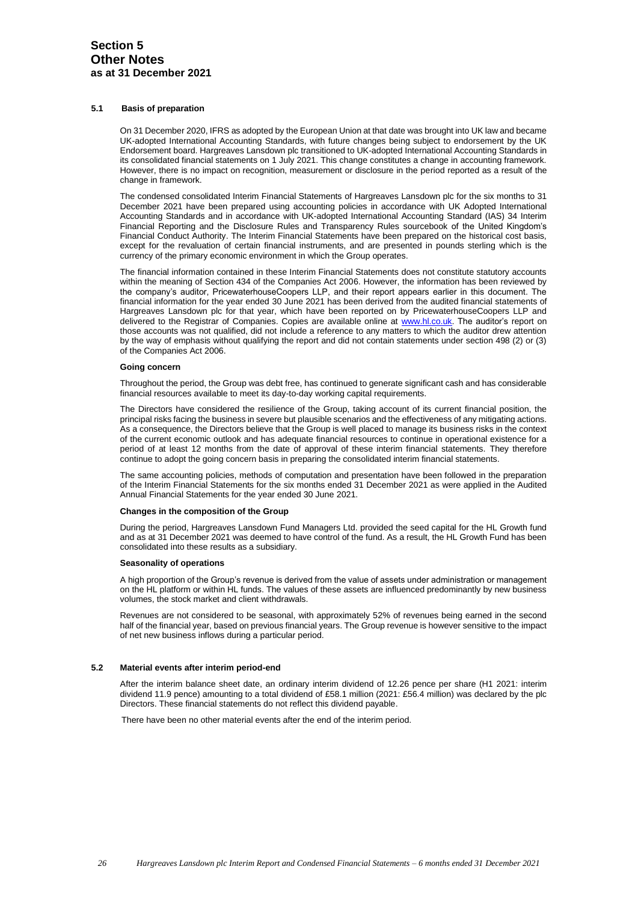# Section 5
# Other Notes
## as at 31 December 2021

### 5.1 Basis of preparation

On 31 December 2020, IFRS as adopted by the European Union at that date was brought into UK law and became UK-adopted International Accounting Standards, with future changes being subject to endorsement by the UK Endorsement board. Hargreaves Lansdown plc transitioned to UK-adopted International Accounting Standards in its consolidated financial statements on 1 July 2021. This change constitutes a change in accounting framework. However, there is no impact on recognition, measurement or disclosure in the period reported as a result of the change in framework.

The condensed consolidated Interim Financial Statements of Hargreaves Lansdown plc for the six months to 31 December 2021 have been prepared using accounting policies in accordance with UK Adopted International Accounting Standards and in accordance with UK-adopted International Accounting Standard (IAS) 34 Interim Financial Reporting and the Disclosure Rules and Transparency Rules sourcebook of the United Kingdom's Financial Conduct Authority. The Interim Financial Statements have been prepared on the historical cost basis, except for the revaluation of certain financial instruments, and are presented in pounds sterling which is the currency of the primary economic environment in which the Group operates.

The financial information contained in these Interim Financial Statements does not constitute statutory accounts within the meaning of Section 434 of the Companies Act 2006. However, the information has been reviewed by the company's auditor, PricewaterhouseCoopers LLP, and their report appears earlier in this document. The financial information for the year ended 30 June 2021 has been derived from the audited financial statements of Hargreaves Lansdown plc for that year, which have been reported on by PricewaterhouseCoopers LLP and delivered to the Registrar of Companies. Copies are available online at [www.hl.co.uk](http://www.hl.co.uk). The auditor's report on those accounts was not qualified, did not include a reference to any matters to which the auditor drew attention by the way of emphasis without qualifying the report and did not contain statements under section 498 (2) or (3) of the Companies Act 2006.

**Going concern**

Throughout the period, the Group was debt free, has continued to generate significant cash and has considerable financial resources available to meet its day-to-day working capital requirements.

The Directors have considered the resilience of the Group, taking account of its current financial position, the principal risks facing the business in severe but plausible scenarios and the effectiveness of any mitigating actions. As a consequence, the Directors believe that the Group is well placed to manage its business risks in the context of the current economic outlook and has adequate financial resources to continue in operational existence for a period of at least 12 months from the date of approval of these interim financial statements. They therefore continue to adopt the going concern basis in preparing the consolidated interim financial statements.

The same accounting policies, methods of computation and presentation have been followed in the preparation of the Interim Financial Statements for the six months ended 31 December 2021 as were applied in the Audited Annual Financial Statements for the year ended 30 June 2021.

**Changes in the composition of the Group**

During the period, Hargreaves Lansdown Fund Managers Ltd. provided the seed capital for the HL Growth fund and as at 31 December 2021 was deemed to have control of the fund. As a result, the HL Growth Fund has been consolidated into these results as a subsidiary.

**Seasonality of operations**

A high proportion of the Group's revenue is derived from the value of assets under administration or management on the HL platform or within HL funds. The values of these assets are influenced predominantly by new business volumes, the stock market and client withdrawals.

Revenues are not considered to be seasonal, with approximately 52% of revenues being earned in the second half of the financial year, based on previous financial years. The Group revenue is however sensitive to the impact of net new business inflows during a particular period.

### 5.2 Material events after interim period-end

After the interim balance sheet date, an ordinary interim dividend of 12.26 pence per share (H1 2021: interim dividend 11.9 pence) amounting to a total dividend of £58.1 million (2021: £56.4 million) was declared by the plc Directors. These financial statements do not reflect this dividend payable.

There have been no other material events after the end of the interim period.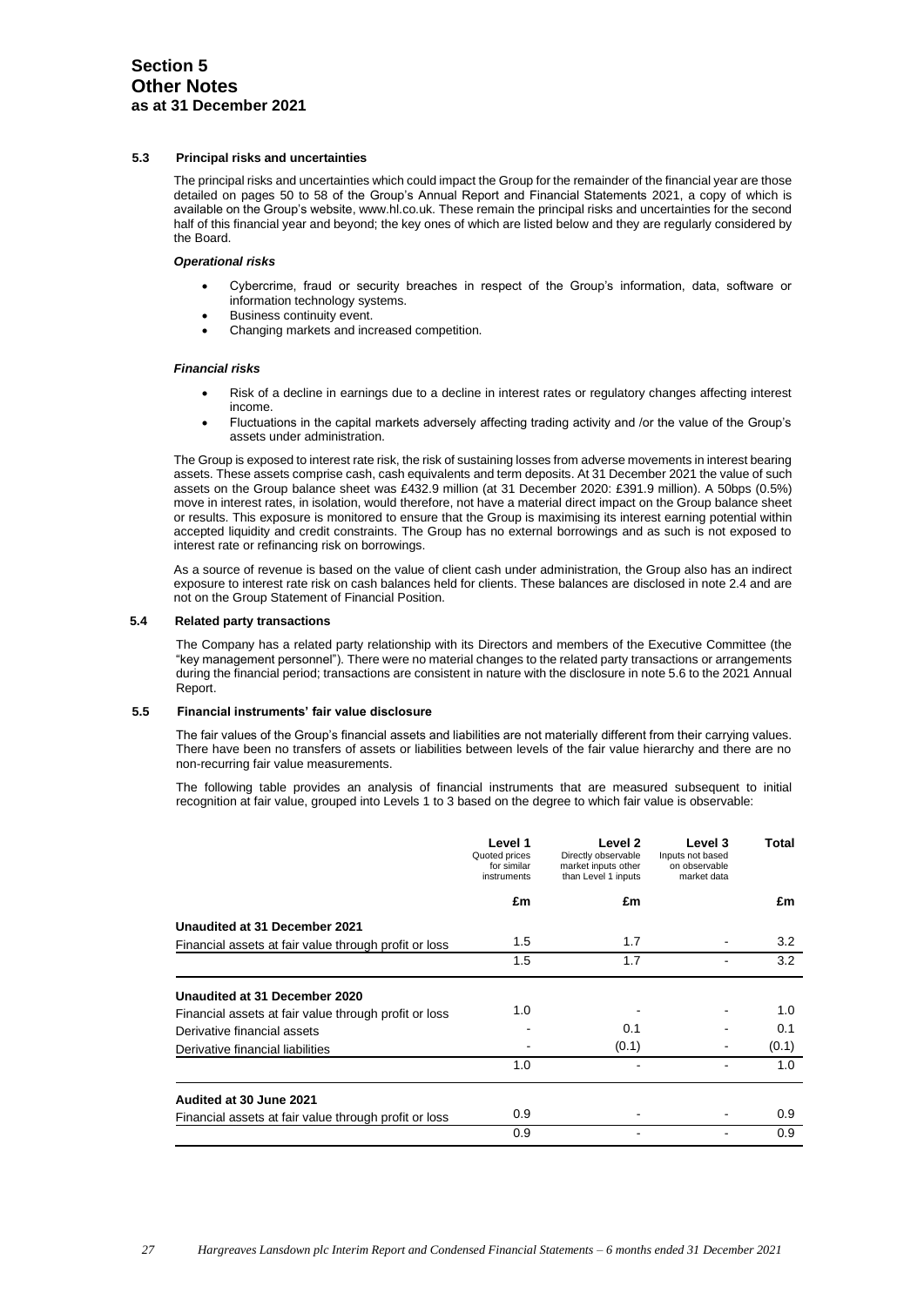# Section 5
# Other Notes
### as at 31 December 2021

### 5.3 Principal risks and uncertainties

The principal risks and uncertainties which could impact the Group for the remainder of the financial year are those detailed on pages 50 to 58 of the Group's Annual Report and Financial Statements 2021, a copy of which is available on the Group's website, www.hl.co.uk. These remain the principal risks and uncertainties for the second half of this financial year and beyond; the key ones of which are listed below and they are regularly considered by the Board.

***Operational risks***

- Cybercrime, fraud or security breaches in respect of the Group's information, data, software or information technology systems.
- Business continuity event.
- Changing markets and increased competition.

***Financial risks***

- Risk of a decline in earnings due to a decline in interest rates or regulatory changes affecting interest income.
- Fluctuations in the capital markets adversely affecting trading activity and /or the value of the Group's assets under administration.

The Group is exposed to interest rate risk, the risk of sustaining losses from adverse movements in interest bearing assets. These assets comprise cash, cash equivalents and term deposits. At 31 December 2021 the value of such assets on the Group balance sheet was £432.9 million (at 31 December 2020: £391.9 million). A 50bps (0.5%) move in interest rates, in isolation, would therefore, not have a material direct impact on the Group balance sheet or results. This exposure is monitored to ensure that the Group is maximising its interest earning potential within accepted liquidity and credit constraints. The Group has no external borrowings and as such is not exposed to interest rate or refinancing risk on borrowings.

As a source of revenue is based on the value of client cash under administration, the Group also has an indirect exposure to interest rate risk on cash balances held for clients. These balances are disclosed in note 2.4 and are not on the Group Statement of Financial Position.

### 5.4 Related party transactions

The Company has a related party relationship with its Directors and members of the Executive Committee (the "key management personnel"). There were no material changes to the related party transactions or arrangements during the financial period; transactions are consistent in nature with the disclosure in note 5.6 to the 2021 Annual Report.

### 5.5 Financial instruments' fair value disclosure

The fair values of the Group's financial assets and liabilities are not materially different from their carrying values. There have been no transfers of assets or liabilities between levels of the fair value hierarchy and there are no non-recurring fair value measurements.

The following table provides an analysis of financial instruments that are measured subsequent to initial recognition at fair value, grouped into Levels 1 to 3 based on the degree to which fair value is observable:

| | Level 1<br>Quoted prices for similar instruments | Level 2<br>Directly observable market inputs other than Level 1 inputs | Level 3<br>Inputs not based on observable market data | Total |
|---|---|---|---|---|
| | £m | £m | | £m |
| **Unaudited at 31 December 2021** | | | | |
| Financial assets at fair value through profit or loss | 1.5 | 1.7 | - | 3.2 |
| | 1.5 | 1.7 | - | 3.2 |
| **Unaudited at 31 December 2020** | | | | |
| Financial assets at fair value through profit or loss | 1.0 | - | - | 1.0 |
| Derivative financial assets | - | 0.1 | - | 0.1 |
| Derivative financial liabilities | - | (0.1) | - | (0.1) |
| | 1.0 | - | - | 1.0 |
| **Audited at 30 June 2021** | | | | |
| Financial assets at fair value through profit or loss | 0.9 | - | - | 0.9 |
| | 0.9 | - | - | 0.9 |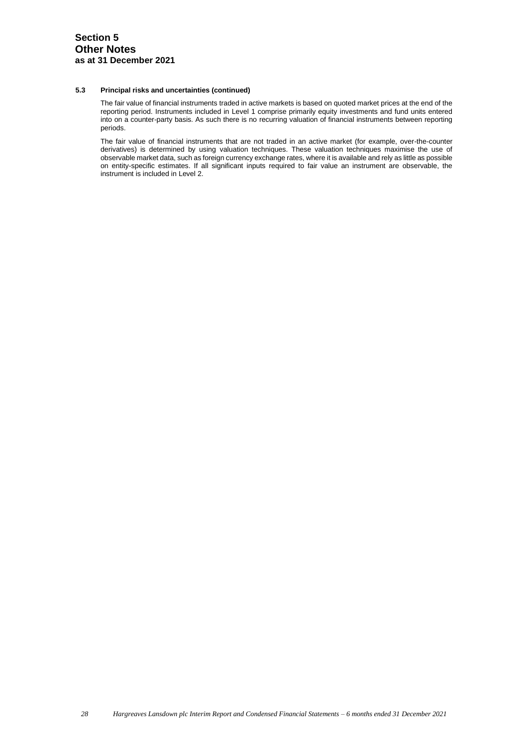# Section 5
# Other Notes
**as at 31 December 2021**

### 5.3 Principal risks and uncertainties (continued)

The fair value of financial instruments traded in active markets is based on quoted market prices at the end of the reporting period. Instruments included in Level 1 comprise primarily equity investments and fund units entered into on a counter-party basis. As such there is no recurring valuation of financial instruments between reporting periods.

The fair value of financial instruments that are not traded in an active market (for example, over-the-counter derivatives) is determined by using valuation techniques. These valuation techniques maximise the use of observable market data, such as foreign currency exchange rates, where it is available and rely as little as possible on entity-specific estimates. If all significant inputs required to fair value an instrument are observable, the instrument is included in Level 2.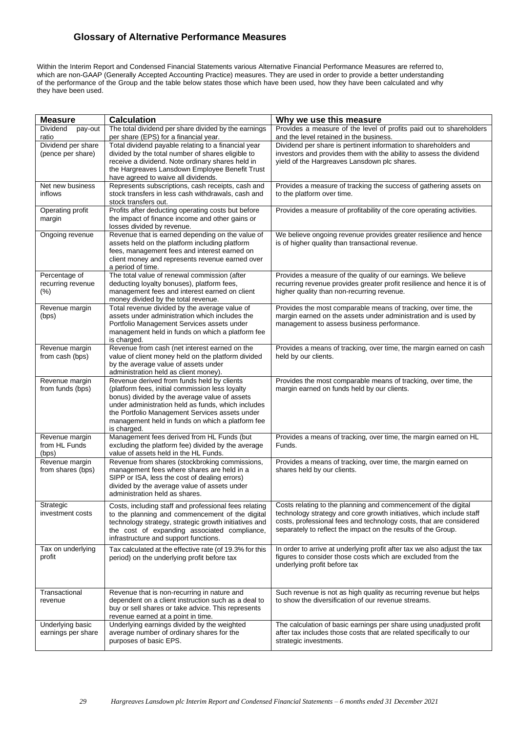## Glossary of Alternative Performance Measures

Within the Interim Report and Condensed Financial Statements various Alternative Financial Performance Measures are referred to, which are non-GAAP (Generally Accepted Accounting Practice) measures. They are used in order to provide a better understanding of the performance of the Group and the table below states those which have been used, how they have been calculated and why they have been used.

| Measure | Calculation | Why we use this measure |
|---|---|---|
| Dividend pay-out ratio | The total dividend per share divided by the earnings per share (EPS) for a financial year. | Provides a measure of the level of profits paid out to shareholders and the level retained in the business. |
| Dividend per share (pence per share) | Total dividend payable relating to a financial year divided by the total number of shares eligible to receive a dividend. Note ordinary shares held in the Hargreaves Lansdown Employee Benefit Trust have agreed to waive all dividends. | Dividend per share is pertinent information to shareholders and investors and provides them with the ability to assess the dividend yield of the Hargreaves Lansdown plc shares. |
| Net new business inflows | Represents subscriptions, cash receipts, cash and stock transfers in less cash withdrawals, cash and stock transfers out. | Provides a measure of tracking the success of gathering assets on to the platform over time. |
| Operating profit margin | Profits after deducting operating costs but before the impact of finance income and other gains or losses divided by revenue. | Provides a measure of profitability of the core operating activities. |
| Ongoing revenue | Revenue that is earned depending on the value of assets held on the platform including platform fees, management fees and interest earned on client money and represents revenue earned over a period of time. | We believe ongoing revenue provides greater resilience and hence is of higher quality than transactional revenue. |
| Percentage of recurring revenue (%) | The total value of renewal commission (after deducting loyalty bonuses), platform fees, management fees and interest earned on client money divided by the total revenue. | Provides a measure of the quality of our earnings. We believe recurring revenue provides greater profit resilience and hence it is of higher quality than non-recurring revenue. |
| Revenue margin (bps) | Total revenue divided by the average value of assets under administration which includes the Portfolio Management Services assets under management held in funds on which a platform fee is charged. | Provides the most comparable means of tracking, over time, the margin earned on the assets under administration and is used by management to assess business performance. |
| Revenue margin from cash (bps) | Revenue from cash (net interest earned on the value of client money held on the platform divided by the average value of assets under administration held as client money). | Provides a means of tracking, over time, the margin earned on cash held by our clients. |
| Revenue margin from funds (bps) | Revenue derived from funds held by clients (platform fees, initial commission less loyalty bonus) divided by the average value of assets under administration held as funds, which includes the Portfolio Management Services assets under management held in funds on which a platform fee is charged. | Provides the most comparable means of tracking, over time, the margin earned on funds held by our clients. |
| Revenue margin from HL Funds (bps) | Management fees derived from HL Funds (but excluding the platform fee) divided by the average value of assets held in the HL Funds. | Provides a means of tracking, over time, the margin earned on HL Funds. |
| Revenue margin from shares (bps) | Revenue from shares (stockbroking commissions, management fees where shares are held in a SIPP or ISA, less the cost of dealing errors) divided by the average value of assets under administration held as shares. | Provides a means of tracking, over time, the margin earned on shares held by our clients. |
| Strategic investment costs | Costs, including staff and professional fees relating to the planning and commencement of the digital technology strategy, strategic growth initiatives and the cost of expanding associated compliance, infrastructure and support functions. | Costs relating to the planning and commencement of the digital technology strategy and core growth initiatives, which include staff costs, professional fees and technology costs, that are considered separately to reflect the impact on the results of the Group. |
| Tax on underlying profit | Tax calculated at the effective rate (of 19.3% for this period) on the underlying profit before tax | In order to arrive at underlying profit after tax we also adjust the tax figures to consider those costs which are excluded from the underlying profit before tax |
| Transactional revenue | Revenue that is non-recurring in nature and dependent on a client instruction such as a deal to buy or sell shares or take advice. This represents revenue earned at a point in time. | Such revenue is not as high quality as recurring revenue but helps to show the diversification of our revenue streams. |
| Underlying basic earnings per share | Underlying earnings divided by the weighted average number of ordinary shares for the purposes of basic EPS. | The calculation of basic earnings per share using unadjusted profit after tax includes those costs that are related specifically to our strategic investments. |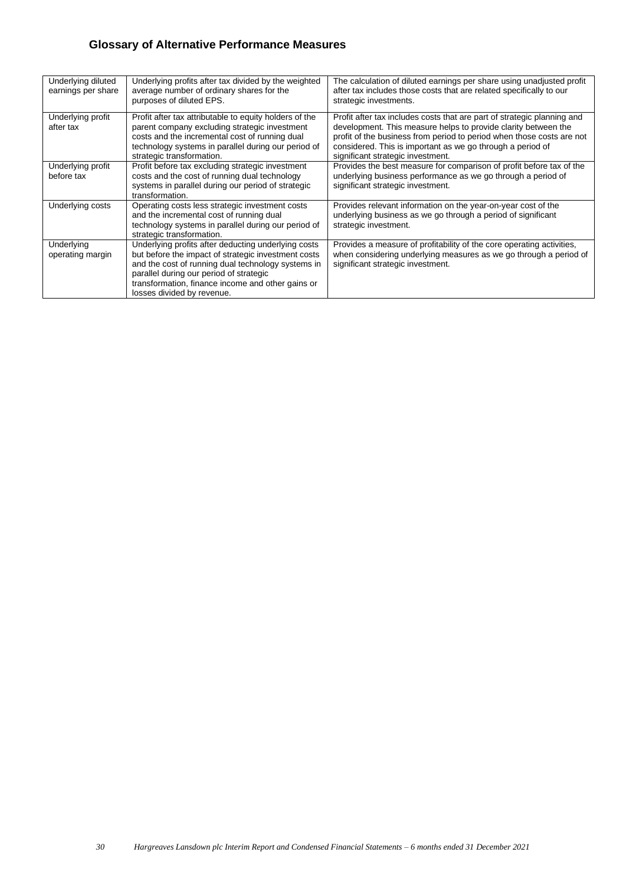## Glossary of Alternative Performance Measures

| | | |
|---|---|---|
| Underlying diluted earnings per share | Underlying profits after tax divided by the weighted average number of ordinary shares for the purposes of diluted EPS. | The calculation of diluted earnings per share using unadjusted profit after tax includes those costs that are related specifically to our strategic investments. |
| Underlying profit after tax | Profit after tax attributable to equity holders of the parent company excluding strategic investment costs and the incremental cost of running dual technology systems in parallel during our period of strategic transformation. | Profit after tax includes costs that are part of strategic planning and development. This measure helps to provide clarity between the profit of the business from period to period when those costs are not considered. This is important as we go through a period of significant strategic investment. |
| Underlying profit before tax | Profit before tax excluding strategic investment costs and the cost of running dual technology systems in parallel during our period of strategic transformation. | Provides the best measure for comparison of profit before tax of the underlying business performance as we go through a period of significant strategic investment. |
| Underlying costs | Operating costs less strategic investment costs and the incremental cost of running dual technology systems in parallel during our period of strategic transformation. | Provides relevant information on the year-on-year cost of the underlying business as we go through a period of significant strategic investment. |
| Underlying operating margin | Underlying profits after deducting underlying costs but before the impact of strategic investment costs and the cost of running dual technology systems in parallel during our period of strategic transformation, finance income and other gains or losses divided by revenue. | Provides a measure of profitability of the core operating activities, when considering underlying measures as we go through a period of significant strategic investment. |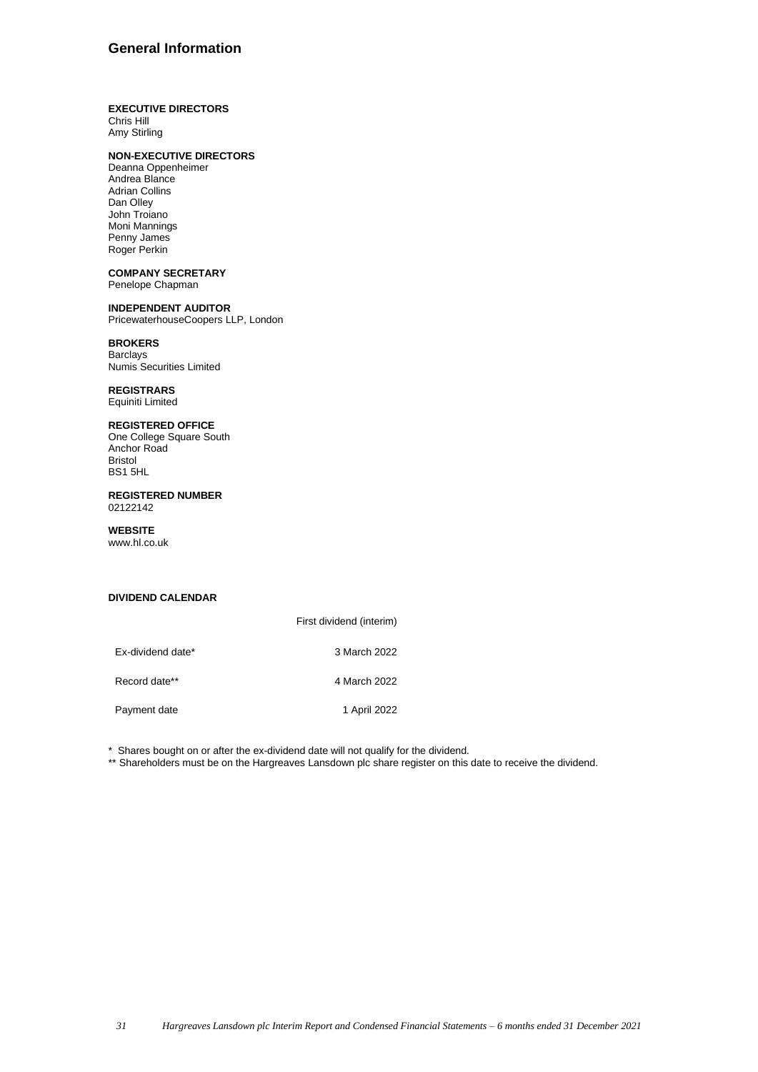# General Information

**EXECUTIVE DIRECTORS**
Chris Hill
Amy Stirling

**NON-EXECUTIVE DIRECTORS**
Deanna Oppenheimer
Andrea Blance
Adrian Collins
Dan Olley
John Troiano
Moni Mannings
Penny James
Roger Perkin

**COMPANY SECRETARY**
Penelope Chapman

**INDEPENDENT AUDITOR**
PricewaterhouseCoopers LLP, London

**BROKERS**
Barclays
Numis Securities Limited

**REGISTRARS**
Equiniti Limited

**REGISTERED OFFICE**
One College Square South
Anchor Road
Bristol
BS1 5HL

**REGISTERED NUMBER**
02122142

**WEBSITE**
www.hl.co.uk

**DIVIDEND CALENDAR**

| | First dividend (interim) |
|---|---|
| Ex-dividend date* | 3 March 2022 |
| Record date** | 4 March 2022 |
| Payment date | 1 April 2022 |

\* Shares bought on or after the ex-dividend date will not qualify for the dividend.

** Shareholders must be on the Hargreaves Lansdown plc share register on this date to receive the dividend.